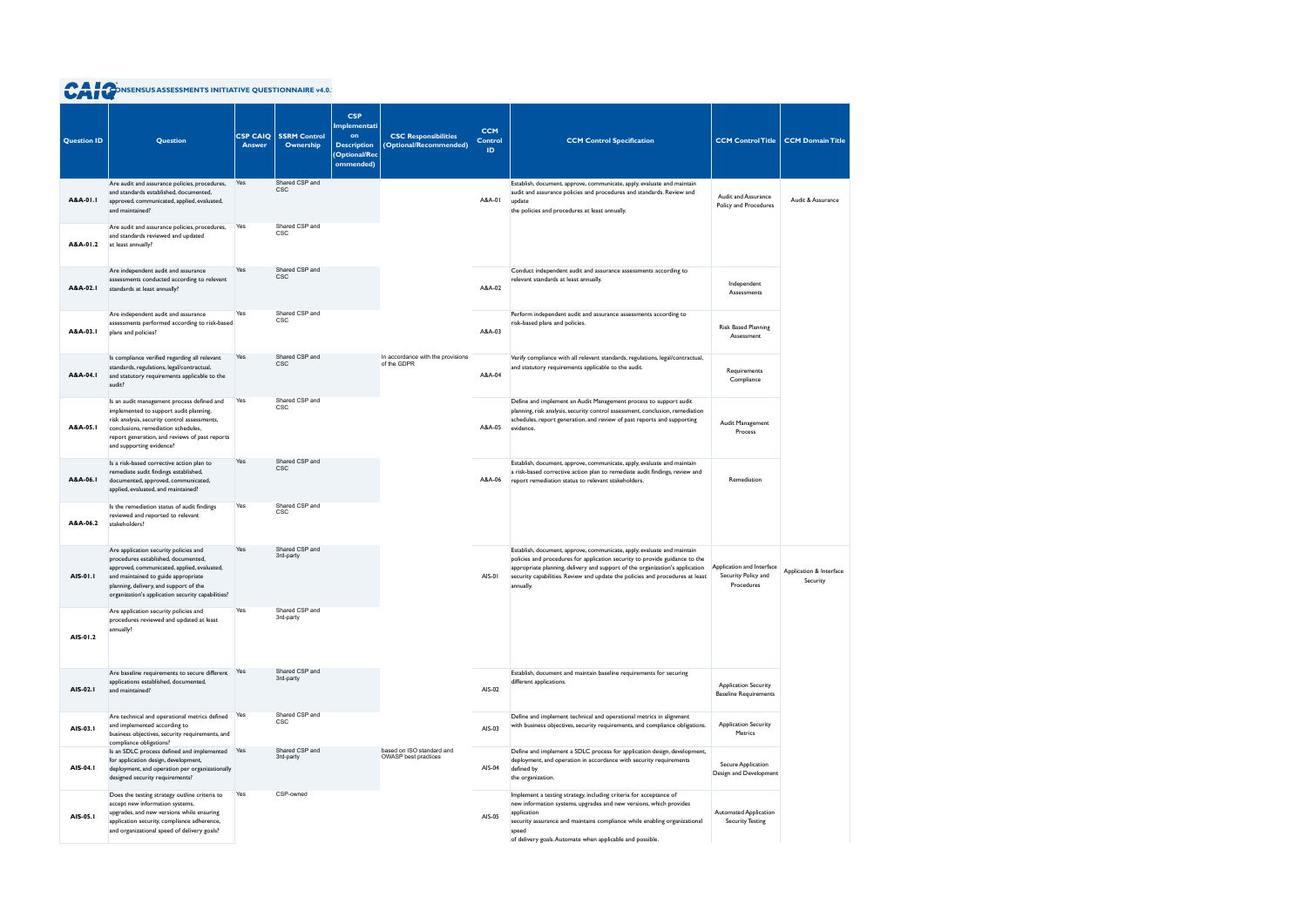# CONSENSUS ASSESSMENTS INITIATIVE QUESTIONNAIRE v4.0.1

| Question ID | Question | CSP CAIQ Answer | SSRM Control Ownership | CSP Implementation Description (Optional/Recommended) | CSC Responsibilities (Optional/Recommended) | CCM Control ID | CCM Control Specification | CCM Control Title | CCM Domain Title |
|---|---|---|---|---|---|---|---|---|---|
| A&A-01.1 | Are audit and assurance policies, procedures, and standards established, documented, approved, communicated, applied, evaluated, and maintained? | Yes | Shared CSP and CSC | | | A&A-01 | Establish, document, approve, communicate, apply, evaluate and maintain audit and assurance policies and procedures and standards. Review and update the policies and procedures at least annually. | Audit and Assurance Policy and Procedures | Audit & Assurance |
| A&A-01.2 | Are audit and assurance policies, procedures, and standards reviewed and updated at least annually? | Yes | Shared CSP and CSC | | | | | | |
| A&A-02.1 | Are independent audit and assurance assessments conducted according to relevant standards at least annually? | Yes | Shared CSP and CSC | | | A&A-02 | Conduct independent audit and assurance assessments according to relevant standards at least annually. | Independent Assessments | |
| A&A-03.1 | Are independent audit and assurance assessments performed according to risk-based plans and policies? | Yes | Shared CSP and CSC | | | A&A-03 | Perform independent audit and assurance assessments according to risk-based plans and policies. | Risk Based Planning Assessment | |
| A&A-04.1 | Is compliance verified regarding all relevant standards, regulations, legal/contractual, and statutory requirements applicable to the audit? | Yes | Shared CSP and CSC | | In accordance with the provisions of the GDPR | A&A-04 | Verify compliance with all relevant standards, regulations, legal/contractual, and statutory requirements applicable to the audit. | Requirements Compliance | |
| A&A-05.1 | Is an audit management process defined and implemented to support audit planning, risk analysis, security control assessments, conclusions, remediation schedules, report generation, and reviews of past reports and supporting evidence? | Yes | Shared CSP and CSC | | | A&A-05 | Define and implement an Audit Management process to support audit planning, risk analysis, security control assessment, conclusion, remediation schedules, report generation, and review of past reports and supporting evidence. | Audit Management Process | |
| A&A-06.1 | Is a risk-based corrective action plan to remediate audit findings established, documented, approved, communicated, applied, evaluated, and maintained? | Yes | Shared CSP and CSC | | | A&A-06 | Establish, document, approve, communicate, apply, evaluate and maintain a risk-based corrective action plan to remediate audit findings, review and report remediation status to relevant stakeholders. | Remediation | |
| A&A-06.2 | Is the remediation status of audit findings reviewed and reported to relevant stakeholders? | Yes | Shared CSP and CSC | | | | | | |
| AIS-01.1 | Are application security policies and procedures established, documented, approved, communicated, applied, evaluated, and maintained to guide appropriate planning, delivery, and support of the organization's application security capabilities? | Yes | Shared CSP and 3rd-party | | | AIS-01 | Establish, document, approve, communicate, apply, evaluate and maintain policies and procedures for application security to provide guidance to the appropriate planning, delivery and support of the organization's application security capabilities. Review and update the policies and procedures at least annually. | Application and Interface Security Policy and Procedures | Application & Interface Security |
| AIS-01.2 | Are application security policies and procedures reviewed and updated at least annually? | Yes | Shared CSP and 3rd-party | | | | | | |
| AIS-02.1 | Are baseline requirements to secure different applications established, documented, and maintained? | Yes | Shared CSP and 3rd-party | | | AIS-02 | Establish, document and maintain baseline requirements for securing different applications. | Application Security Baseline Requirements | |
| AIS-03.1 | Are technical and operational metrics defined and implemented according to business objectives, security requirements, and compliance obligations? | Yes | Shared CSP and CSC | | | AIS-03 | Define and implement technical and operational metrics in alignment with business objectives, security requirements, and compliance obligations. | Application Security Metrics | |
| AIS-04.1 | Is an SDLC process defined and implemented for application design, development, deployment, and operation per organizationally designed security requirements? | Yes | Shared CSP and 3rd-party | | based on ISO standard and OWASP best practices | AIS-04 | Define and implement a SDLC process for application design, development, deployment, and operation in accordance with security requirements defined by the organization. | Secure Application Design and Development | |
| AIS-05.1 | Does the testing strategy outline criteria to accept new information systems, upgrades, and new versions while ensuring application security, compliance adherence, and organizational speed of delivery goals? | Yes | CSP-owned | | | AIS-05 | Implement a testing strategy, including criteria for acceptance of new information systems, upgrades and new versions, which provides application security assurance and maintains compliance while enabling organizational speed of delivery goals. Automate when applicable and possible. | Automated Application Security Testing | |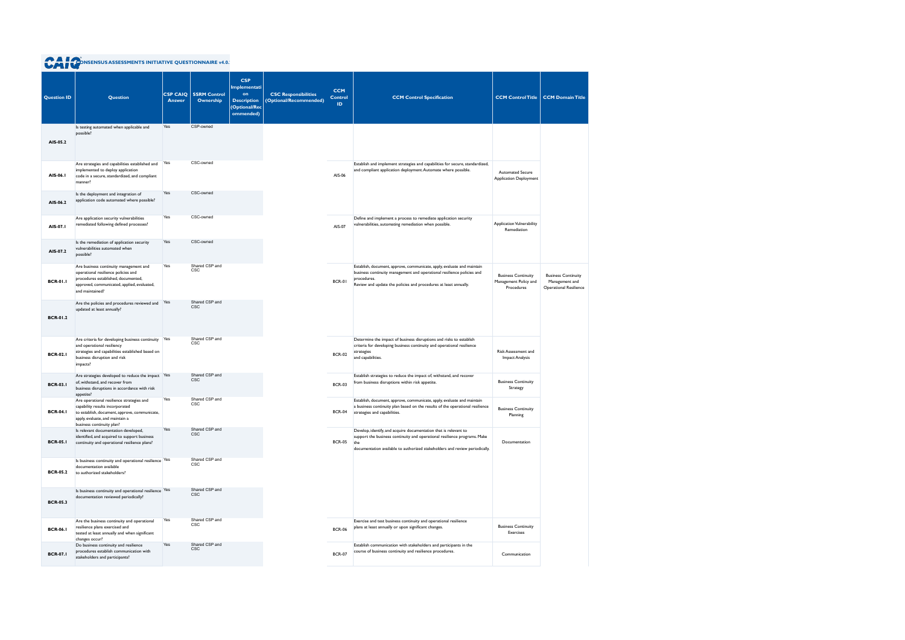# CONSENSUS ASSESSMENTS INITIATIVE QUESTIONNAIRE v4.0.2

| Question ID | Question | CSP CAIQ Answer | SSRM Control Ownership | CSP Implementation Description (Optional/Recommended) | CSC Responsibilities (Optional/Recommended) | CCM Control ID | CCM Control Specification | CCM Control Title | CCM Domain Title |
|---|---|---|---|---|---|---|---|---|---|
| AIS-05.2 | Is testing automated when applicable and possible? | Yes | CSP-owned | | | | | | |
| AIS-06.1 | Are strategies and capabilities established and implemented to deploy application code in a secure, standardized, and compliant manner? | Yes | CSC-owned | | | AIS-06 | Establish and implement strategies and capabilities for secure, standardized, and compliant application deployment. Automate where possible. | Automated Secure Application Deployment | |
| AIS-06.2 | Is the deployment and integration of application code automated where possible? | Yes | CSC-owned | | | | | | |
| AIS-07.1 | Are application security vulnerabilities remediated following defined processes? | Yes | CSC-owned | | | AIS-07 | Define and implement a process to remediate application security vulnerabilities, automating remediation when possible. | Application Vulnerability Remediation | |
| AIS-07.2 | Is the remediation of application security vulnerabilities automated when possible? | Yes | CSC-owned | | | | | | |
| BCR-01.1 | Are business continuity management and operational resilience policies and procedures established, documented, approved, communicated, applied, evaluated, and maintained? | Yes | Shared CSP and CSC | | | BCR-01 | Establish, document, approve, communicate, apply, evaluate and maintain business continuity management and operational resilience policies and procedures. Review and update the policies and procedures at least annually. | Business Continuity Management Policy and Procedures | Business Continuity Management and Operational Resilience |
| BCR-01.2 | Are the policies and procedures reviewed and updated at least annually? | Yes | Shared CSP and CSC | | | | | | |
| BCR-02.1 | Are criteria for developing business continuity and operational resiliency strategies and capabilities established based on business disruption and risk impacts? | Yes | Shared CSP and CSC | | | BCR-02 | Determine the impact of business disruptions and risks to establish criteria for developing business continuity and operational resilience strategies and capabilities. | Risk Assessment and Impact Analysis | |
| BCR-03.1 | Are strategies developed to reduce the impact of, withstand, and recover from business disruptions in accordance with risk appetite? | Yes | Shared CSP and CSC | | | BCR-03 | Establish strategies to reduce the impact of, withstand, and recover from business disruptions within risk appetite. | Business Continuity Strategy | |
| BCR-04.1 | Are operational resilience strategies and capability results incorporated to establish, document, approve, communicate, apply, evaluate, and maintain a business continuity plan? | Yes | Shared CSP and CSC | | | BCR-04 | Establish, document, approve, communicate, apply, evaluate and maintain a business continuity plan based on the results of the operational resilience strategies and capabilities. | Business Continuity Planning | |
| BCR-05.1 | Is relevant documentation developed, identified, and acquired to support business continuity and operational resilience plans? | Yes | Shared CSP and CSC | | | BCR-05 | Develop, identify, and acquire documentation that is relevant to support the business continuity and operational resilience programs. Make the documentation available to authorized stakeholders and review periodically. | Documentation | |
| BCR-05.2 | Is business continuity and operational resilience documentation available to authorized stakeholders? | Yes | Shared CSP and CSC | | | | | | |
| BCR-05.3 | Is business continuity and operational resilience documentation reviewed periodically? | Yes | Shared CSP and CSC | | | | | | |
| BCR-06.1 | Are the business continuity and operational resilience plans exercised and tested at least annually and when significant changes occur? | Yes | Shared CSP and CSC | | | BCR-06 | Exercise and test business continuity and operational resilience plans at least annually or upon significant changes. | Business Continuity Exercises | |
| BCR-07.1 | Do business continuity and resilience procedures establish communication with stakeholders and participants? | Yes | Shared CSP and CSC | | | BCR-07 | Establish communication with stakeholders and participants in the course of business continuity and resilience procedures. | Communication | |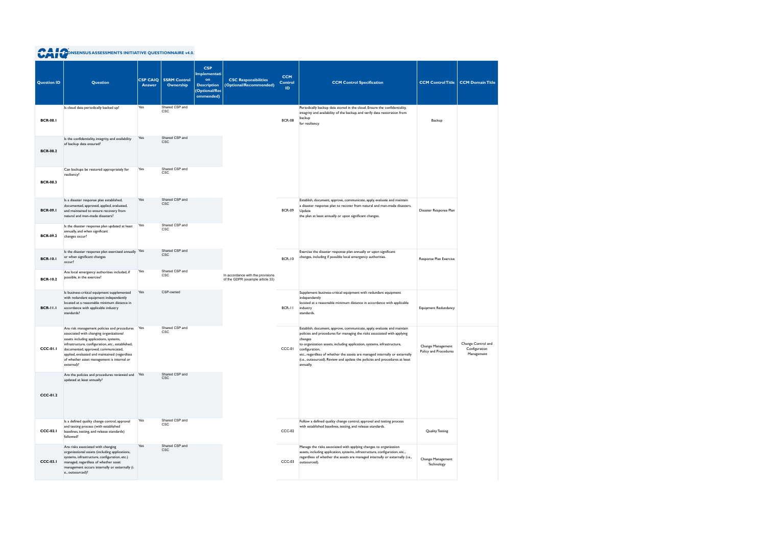| Question ID | Question | CSP CAIQ Answer | SSRM Control Ownership | CSP Implementation Description (Optional/Recommended) | CSC Responsibilities (Optional/Recommended) | CCM Control ID | CCM Control Specification | CCM Control Title | CCM Domain Title |
|---|---|---|---|---|---|---|---|---|---|
| BCR-08.1 | Is cloud data periodically backed up? | Yes | Shared CSP and CSC | | | BCR-08 | Periodically backup data stored in the cloud. Ensure the confidentiality, integrity and availability of the backup, and verify data restoration from backup for resiliency. | Backup | |
| BCR-08.2 | Is the confidentiality, integrity, and availability of backup data ensured? | Yes | Shared CSP and CSC | | | | | | |
| BCR-08.3 | Can backups be restored appropriately for resiliency? | Yes | Shared CSP and CSC | | | | | | |
| BCR-09.1 | Is a disaster response plan established, documented, approved, applied, evaluated, and maintained to ensure recovery from natural and man-made disasters? | Yes | Shared CSP and CSC | | | BCR-09 | Establish, document, approve, communicate, apply, evaluate and maintain a disaster response plan to recover from natural and man-made disasters. Update the plan at least annually or upon significant changes. | Disaster Response Plan | |
| BCR-09.2 | Is the disaster response plan updated at least annually, and when significant changes occur? | Yes | Shared CSP and CSC | | | | | | |
| BCR-10.1 | Is the disaster response plan exercised annually or when significant changes occur? | Yes | Shared CSP and CSC | | | BCR-10 | Exercise the disaster response plan annually or upon significant changes, including if possible local emergency authorities. | Response Plan Exercise | |
| BCR-10.2 | Are local emergency authorities included, if possible, in the exercise? | Yes | Shared CSP and CSC | | In accordance with the provisions of the GDPR (example article 33) | | | | |
| BCR-11.1 | Is business-critical equipment supplemented with redundant equipment independently located at a reasonable minimum distance in accordance with applicable industry standards? | Yes | CSP-owned | | | BCR-11 | Supplement business-critical equipment with redundant equipment independently located at a reasonable minimum distance in accordance with applicable industry standards. | Equipment Redundancy | |
| CCC-01.1 | Are risk management policies and procedures associated with changing organizational assets including applications, systems, infrastructure, configuration, etc., established, documented, approved, communicated, applied, evaluated and maintained (regardless of whether asset management is internal or external)? | Yes | Shared CSP and CSC | | | CCC-01 | Establish, document, approve, communicate, apply, evaluate and maintain policies and procedures for managing the risks associated with applying changes to organization assets, including application, systems, infrastructure, configuration, etc., regardless of whether the assets are managed internally or externally (i.e., outsourced). Review and update the policies and procedures at least annually. | Change Management Policy and Procedures | Change Control and Configuration Management |
| CCC-01.2 | Are the policies and procedures reviewed and updated at least annually? | Yes | Shared CSP and CSC | | | | | | |
| CCC-02.1 | Is a defined quality change control, approval and testing process (with established baselines, testing, and release standards) followed? | Yes | Shared CSP and CSC | | | CCC-02 | Follow a defined quality change control, approval and testing process with established baselines, testing, and release standards. | Quality Testing | |
| CCC-03.1 | Are risks associated with changing organizational assets (including applications, systems, infrastructure, configuration, etc.) managed, regardless of whether asset management occurs internally or externally (i.e., outsourced)? | Yes | Shared CSP and CSC | | | CCC-03 | Manage the risks associated with applying changes to organization assets, including application, systems, infrastructure, configuration, etc., regardless of whether the assets are managed internally or externally (i.e., outsourced). | Change Management Technology | |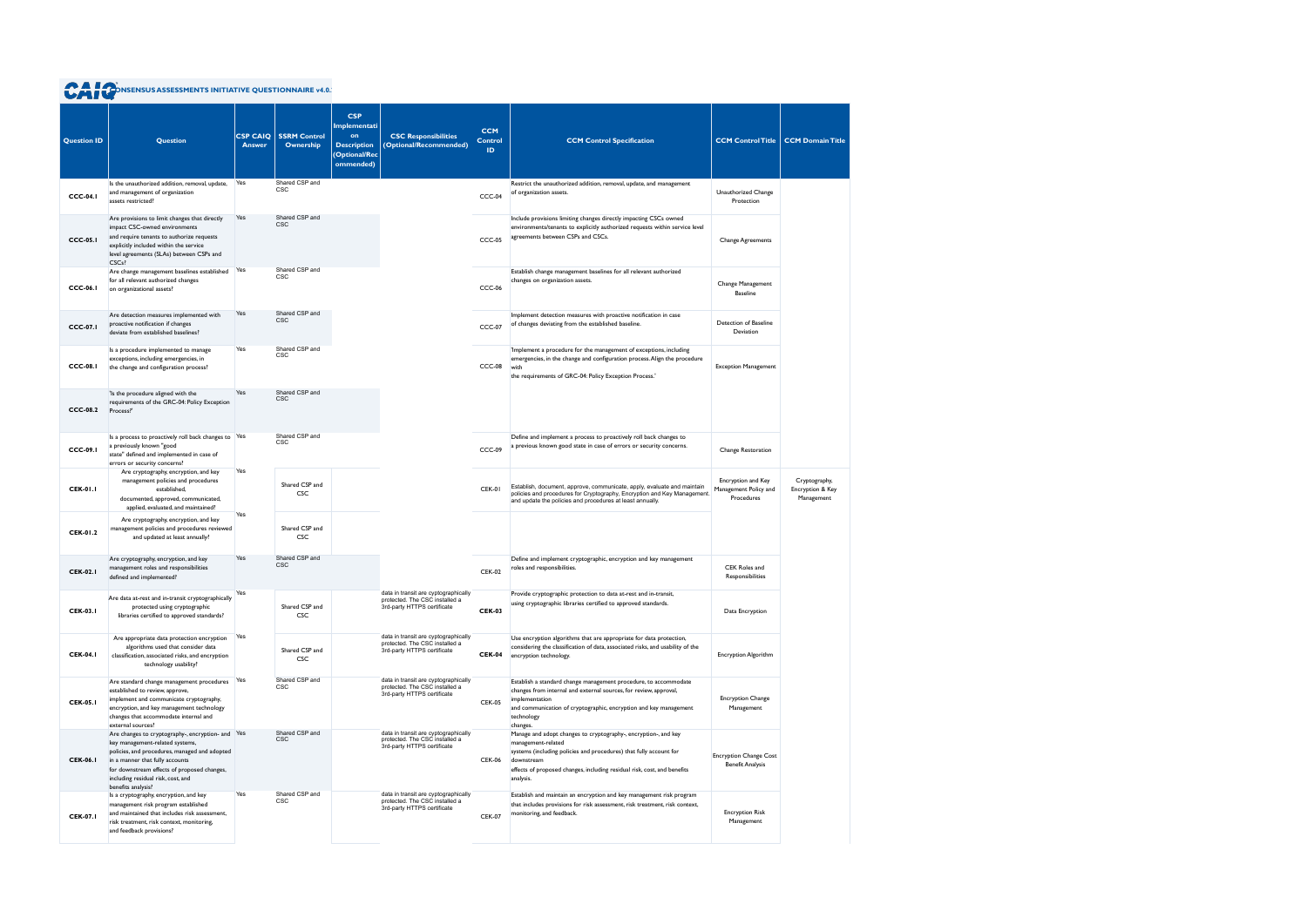# CONSENSUS ASSESSMENTS INITIATIVE QUESTIONNAIRE v4.0.

| Question ID | Question | CSP CAIQ Answer | SSRM Control Ownership | CSP Implementation Description (Optional/Recommended) | CSC Responsibilities (Optional/Recommended) | CCM Control ID | CCM Control Specification | CCM Control Title | CCM Domain Title |
|---|---|---|---|---|---|---|---|---|---|
| CCC-04.1 | Is the unauthorized addition, removal, update, and management of organization assets restricted? | Yes | Shared CSP and CSC | | | CCC-04 | Restrict the unauthorized addition, removal, update, and management of organization assets. | Unauthorized Change Protection | |
| CCC-05.1 | Are provisions to limit changes that directly impact CSC-owned environments and require tenants to authorize requests explicitly included within the service level agreements (SLAs) between CSPs and CSCs? | Yes | Shared CSP and CSC | | | CCC-05 | Include provisions limiting changes directly impacting CSCs owned environments/tenants to explicitly authorized requests within service level agreements between CSPs and CSCs. | Change Agreements | |
| CCC-06.1 | Are change management baselines established for all relevant authorized changes on organizational assets? | Yes | Shared CSP and CSC | | | CCC-06 | Establish change management baselines for all relevant authorized changes on organization assets. | Change Management Baseline | |
| CCC-07.1 | Are detection measures implemented with proactive notification if changes deviate from established baselines? | Yes | Shared CSP and CSC | | | CCC-07 | Implement detection measures with proactive notification in case of changes deviating from the established baseline. | Detection of Baseline Deviation | |
| CCC-08.1 | Is a procedure implemented to manage exceptions, including emergencies, in the change and configuration process? | Yes | Shared CSP and CSC | | | CCC-08 | 'Implement a procedure for the management of exceptions, including emergencies, in the change and configuration process. Align the procedure with the requirements of GRC-04: Policy Exception Process.' | Exception Management | |
| CCC-08.2 | 'Is the procedure aligned with the requirements of the GRC-04: Policy Exception Process?' | Yes | Shared CSP and CSC | | | | | | |
| CCC-09.1 | Is a process to proactively roll back changes to a previously known "good state" defined and implemented in case of errors or security concerns? | Yes | Shared CSP and CSC | | | CCC-09 | Define and implement a process to proactively roll back changes to a previously known good state in case of errors or security concerns. | Change Restoration | |
| CEK-01.1 | Are cryptography, encryption, and key management policies and procedures established, documented, approved, communicated, applied, evaluated, and maintained? | Yes | Shared CSP and CSC | | | CEK-01 | Establish, document, approve, communicate, apply, evaluate and maintain policies and procedures for Cryptography, Encryption and Key Management. Review and update the policies and procedures at least annually. | Encryption and Key Management Policy and Procedures | Cryptography, Encryption & Key Management |
| CEK-01.2 | Are cryptography, encryption, and key management policies and procedures reviewed and updated at least annually? | Yes | Shared CSP and CSC | | | | | | |
| CEK-02.1 | Are cryptography, encryption, and key management roles and responsibilities defined and implemented? | Yes | Shared CSP and CSC | | | CEK-02 | Define and implement cryptographic, encryption and key management roles and responsibilities. | CEK Roles and Responsibilities | |
| CEK-03.1 | Are data at-rest and in-transit cryptographically protected using cryptographic libraries certified to approved standards? | Yes | Shared CSP and CSC | | data in transit are cryptographically protected. The CSC installed a 3rd-party HTTPS certificate | **CEK-03** | Provide cryptographic protection to data at-rest and in-transit, using cryptographic libraries certified to approved standards. | Data Encryption | |
| CEK-04.1 | Are appropriate data protection encryption algorithms used that consider data classification, associated risks, and encryption technology usability? | Yes | Shared CSP and CSC | | data in transit are cryptographically protected. The CSC installed a 3rd-party HTTPS certificate | **CEK-04** | Use encryption algorithms that are appropriate for data protection, considering the classification of data, associated risks, and usability of the encryption technology. | Encryption Algorithm | |
| CEK-05.1 | Are standard change management procedures established to review, approve, implement and communicate cryptography, encryption, and key management technology changes that accommodate internal and external sources? | Yes | Shared CSP and CSC | | data in transit are cryptographically protected. The CSC installed a 3rd-party HTTPS certificate | CEK-05 | Establish a standard change management procedure, to accommodate changes from internal and external sources, for review, approval, implementation and communication of cryptographic, encryption and key management technology changes. | Encryption Change Management | |
| CEK-06.1 | Are changes to cryptography-, encryption- and key management-related systems, policies, and procedures, managed and adopted in a manner that fully accounts for downstream effects of proposed changes, including residual risk, cost, and benefits analysis? | Yes | Shared CSP and CSC | | data in transit are cryptographically protected. The CSC installed a 3rd-party HTTPS certificate | CEK-06 | Manage and adopt changes to cryptography-, encryption-, and key management-related systems (including policies and procedures) that fully account for downstream effects of proposed changes, including residual risk, cost, and benefits analysis. | Encryption Change Cost Benefit Analysis | |
| CEK-07.1 | Is a cryptography, encryption, and key management risk program established and maintained that includes risk assessment, risk treatment, risk context, monitoring, and feedback provisions? | Yes | Shared CSP and CSC | | data in transit are cryptographically protected. The CSC installed a 3rd-party HTTPS certificate | CEK-07 | Establish and maintain an encryption and key management risk program that includes provisions for risk assessment, risk treatment, risk context, monitoring, and feedback. | Encryption Risk Management | |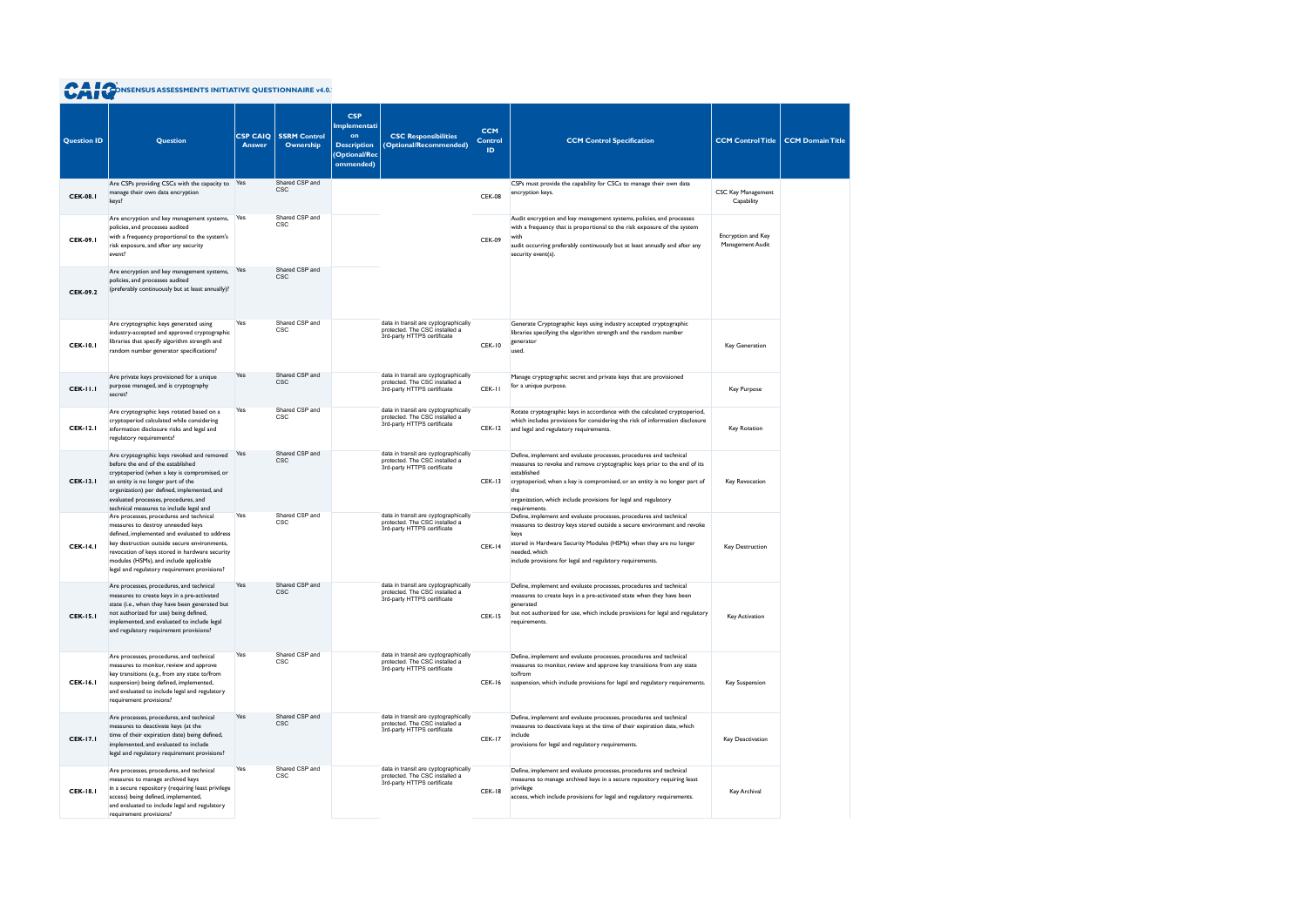# CAIQ CONSENSUS ASSESSMENTS INITIATIVE QUESTIONNAIRE v4.0.2

| Question ID | Question | CSP CAIQ Answer | SSRM Control Ownership | CSP Implementation Description (Optional/Recommended) | CSC Responsibilities (Optional/Recommended) | CCM Control ID | CCM Control Specification | CCM Control Title | CCM Domain Title |
|---|---|---|---|---|---|---|---|---|---|
| CEK-08.1 | Are CSPs providing CSCs with the capacity to manage their own data encryption keys? | Yes | Shared CSP and CSC | | | CEK-08 | CSPs must provide the capability for CSCs to manage their own data encryption keys. | CSC Key Management Capability | |
| CEK-09.1 | Are encryption and key management systems, policies, and processes audited with a frequency proportional to the system's risk exposure, and after any security event? | Yes | Shared CSP and CSC | | | CEK-09 | Audit encryption and key management systems, policies, and processes with a frequency that is proportional to the risk exposure of the system with audit occurring preferably continuously but at least annually and after any security event(s). | Encryption and Key Management Audit | |
| CEK-09.2 | Are encryption and key management systems, policies, and processes audited (preferably continuously but at least annually)? | Yes | Shared CSP and CSC | | | | | | |
| CEK-10.1 | Are cryptographic keys generated using industry-accepted and approved cryptographic libraries that specify algorithm strength and random number generator specifications? | Yes | Shared CSP and CSC | | data in transit are cryptographically protected. The CSC installed a 3rd-party HTTPS certificate | CEK-10 | Generate Cryptographic keys using industry accepted cryptographic libraries specifying the algorithm strength and the random number generator used. | Key Generation | |
| CEK-11.1 | Are private keys provisioned for a unique purpose managed, and is cryptography secret? | Yes | Shared CSP and CSC | | data in transit are cryptographically protected. The CSC installed a 3rd-party HTTPS certificate | CEK-11 | Manage cryptographic secret and private keys that are provisioned for a unique purpose. | Key Purpose | |
| CEK-12.1 | Are cryptographic keys rotated based on a cryptoperiod calculated while considering information disclosure risks and legal and regulatory requirements? | Yes | Shared CSP and CSC | | data in transit are cryptographically protected. The CSC installed a 3rd-party HTTPS certificate | CEK-12 | Rotate cryptographic keys in accordance with the calculated cryptoperiod, which includes provisions for considering the risk of information disclosure and legal and regulatory requirements. | Key Rotation | |
| CEK-13.1 | Are cryptographic keys revoked and removed before the end of the established cryptoperiod (when a key is compromised, or an entity is no longer part of the organization) per defined, implemented, and evaluated processes, procedures, and technical measures to include legal and | Yes | Shared CSP and CSC | | data in transit are cryptographically protected. The CSC installed a 3rd-party HTTPS certificate | CEK-13 | Define, implement and evaluate processes, procedures and technical measures to revoke and remove cryptographic keys prior to the end of its established cryptoperiod, when a key is compromised, or an entity is no longer part of the organization, which include provisions for legal and regulatory requirements. | Key Revocation | |
| CEK-14.1 | Are processes, procedures and technical measures to destroy unneeded keys defined, implemented and evaluated to address key destruction outside secure environments, revocation of keys stored in hardware security modules (HSMs), and include applicable legal and regulatory requirement provisions? | Yes | Shared CSP and CSC | | data in transit are cryptographically protected. The CSC installed a 3rd-party HTTPS certificate | CEK-14 | Define, implement and evaluate processes, procedures and technical measures to destroy keys stored outside a secure environment and revoke keys stored in Hardware Security Modules (HSMs) when they are no longer needed, which include provisions for legal and regulatory requirements. | Key Destruction | |
| CEK-15.1 | Are processes, procedures, and technical measures to create keys in a pre-activated state (i.e., when they have been generated but not authorized for use) being defined, implemented, and evaluated to include legal and regulatory requirement provisions? | Yes | Shared CSP and CSC | | data in transit are cryptographically protected. The CSC installed a 3rd-party HTTPS certificate | CEK-15 | Define, implement and evaluate processes, procedures and technical measures to create keys in a pre-activated state when they have been generated but not authorized for use, which include provisions for legal and regulatory requirements. | Key Activation | |
| CEK-16.1 | Are processes, procedures, and technical measures to monitor, review and approve key transitions (e.g., from any state to/from suspension) being defined, implemented, and evaluated to include legal and regulatory requirement provisions? | Yes | Shared CSP and CSC | | data in transit are cryptographically protected. The CSC installed a 3rd-party HTTPS certificate | CEK-16 | Define, implement and evaluate processes, procedures and technical measures to monitor, review and approve key transitions from any state to/from suspension, which include provisions for legal and regulatory requirements. | Key Suspension | |
| CEK-17.1 | Are processes, procedures, and technical measures to deactivate keys (at the time of their expiration date) being defined, implemented, and evaluated to include legal and regulatory requirement provisions? | Yes | Shared CSP and CSC | | data in transit are cryptographically protected. The CSC installed a 3rd-party HTTPS certificate | CEK-17 | Define, implement and evaluate processes, procedures and technical measures to deactivate keys at the time of their expiration date, which include provisions for legal and regulatory requirements. | Key Deactivation | |
| CEK-18.1 | Are processes, procedures, and technical measures to manage archived keys in a secure repository (requiring least privilege access) being defined, implemented, and evaluated to include legal and regulatory requirement provisions? | Yes | Shared CSP and CSC | | data in transit are cryptographically protected. The CSC installed a 3rd-party HTTPS certificate | CEK-18 | Define, implement and evaluate processes, procedures and technical measures to manage archived keys in a secure repository requiring least privilege access, which include provisions for legal and regulatory requirements. | Key Archival | |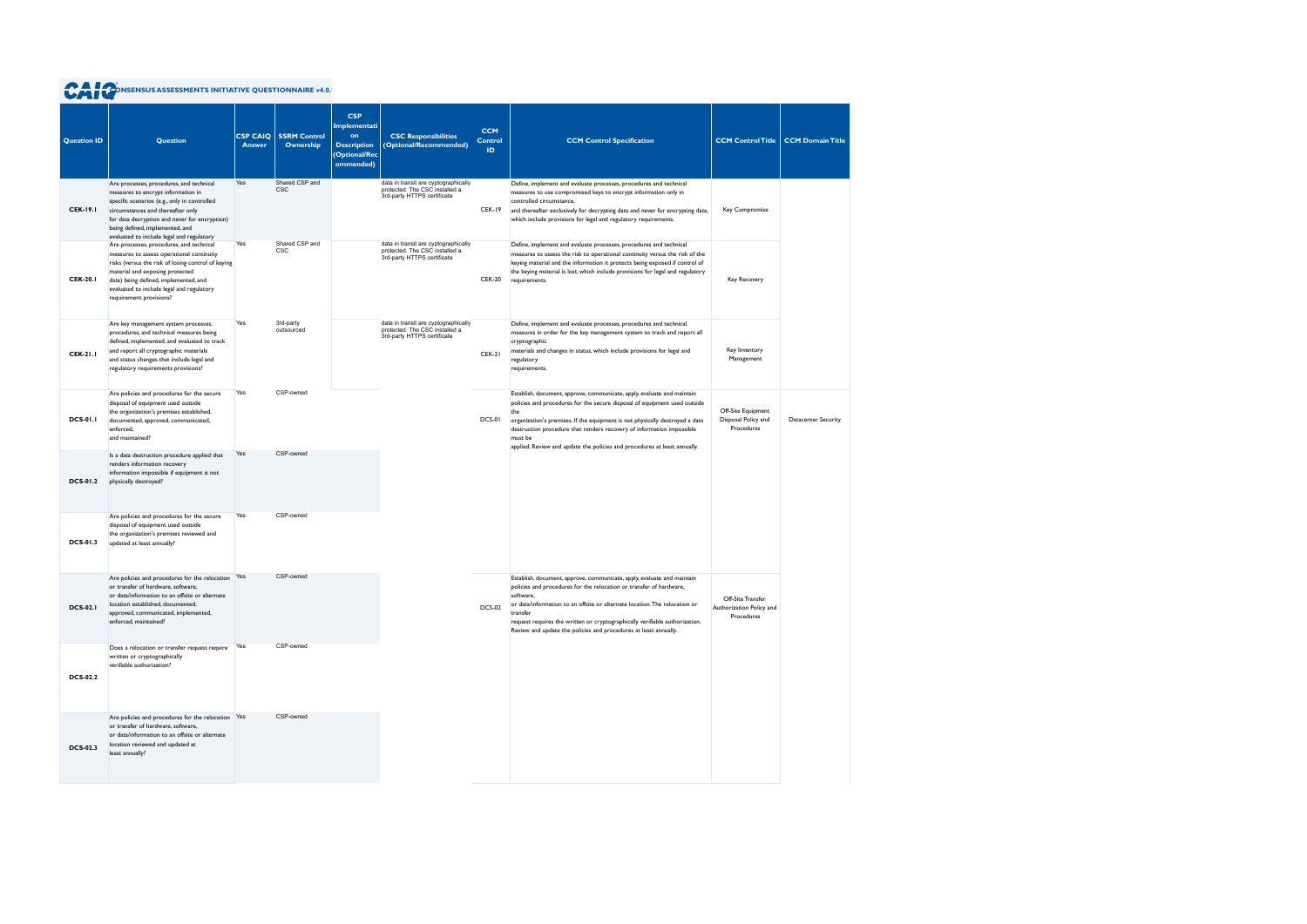# CONSENSUS ASSESSMENTS INITIATIVE QUESTIONNAIRE v4.0.

| Question ID | Question | CSP CAIQ Answer | SSRM Control Ownership | CSP Implementation Description (Optional/Recommended) | CSC Responsibilities (Optional/Recommended) | CCM Control ID | CCM Control Specification | CCM Control Title | CCM Domain Title |
|---|---|---|---|---|---|---|---|---|---|
| CEK-19.1 | Are processes, procedures, and technical measures to encrypt information in specific scenarios (e.g., only in controlled circumstances and thereafter only for data decryption and never for encryption) being defined, implemented, and evaluated to include legal and regulatory | Yes | Shared CSP and CSC | | data in transit are cyptographically protected. The CSC installed a 3rd-party HTTPS certificate | CEK-19 | Define, implement and evaluate processes, procedures and technical measures to use compromised keys to encrypt information only in controlled circumstance, and thereafter exclusively for decrypting data and never for encrypting data, which include provisions for legal and regulatory requirements. | Key Compromise | |
| CEK-20.1 | Are processes, procedures, and technical measures to assess operational continuity risks (versus the risk of losing control of keying material and exposing protected data) being defined, implemented, and evaluated to include legal and regulatory requirement provisions? | Yes | Shared CSP and CSC | | data in transit are cyptographically protected. The CSC installed a 3rd-party HTTPS certificate | CEK-20 | Define, implement and evaluate processes, procedures and technical measures to assess the risk to operational continuity versus the risk of the keying material and the information it protects being exposed if control of the keying material is lost, which include provisions for legal and regulatory requirements. | Key Recovery | |
| CEK-21.1 | Are key management system processes, procedures, and technical measures being defined, implemented, and evaluated to track and report all cryptographic materials and status changes that include legal and regulatory requirements provisions? | Yes | 3rd-party outsourced | | data in transit are cyptographically protected. The CSC installed a 3rd-party HTTPS certificate | CEK-21 | Define, implement and evaluate processes, procedures and technical measures in order for the key management system to track and report all cryptographic materials and changes in status, which include provisions for legal and regulatory requirements. | Key Inventory Management | |
| DCS-01.1 | Are policies and procedures for the secure disposal of equipment used outside the organization's premises established, documented, approved, communicated, enforced, and maintained? | Yes | CSP-owned | | | DCS-01 | Establish, document, approve, communicate, apply, evaluate and maintain policies and procedures for the secure disposal of equipment used outside the organization's premises. If the equipment is not physically destroyed a data destruction procedure that renders recovery of information impossible must be applied. Review and update the policies and procedures at least annually. | Off-Site Equipment Disposal Policy and Procedures | Datacenter Security |
| DCS-01.2 | Is a data destruction procedure applied that renders information recovery information impossible if equipment is not physically destroyed? | Yes | CSP-owned | | | | | | |
| DCS-01.3 | Are policies and procedures for the secure disposal of equipment used outside the organization's premises reviewed and updated at least annually? | Yes | CSP-owned | | | | | | |
| DCS-02.1 | Are policies and procedures for the relocation or transfer of hardware, software, or data/information to an offsite or alternate location established, documented, approved, communicated, implemented, enforced, maintained? | Yes | CSP-owned | | | DCS-02 | Establish, document, approve, communicate, apply, evaluate and maintain policies and procedures for the relocation or transfer of hardware, software, or data/information to an offsite or alternate location. The relocation or transfer request requires the written or cryptographically verifiable authorization. Review and update the policies and procedures at least annually. | Off-Site Transfer Authorization Policy and Procedures | |
| DCS-02.2 | Does a relocation or transfer request require written or cryptographically verifiable authorization? | Yes | CSP-owned | | | | | | |
| DCS-02.3 | Are policies and procedures for the relocation or transfer of hardware, software, or data/information to an offsite or alternate location reviewed and updated at least annually? | Yes | CSP-owned | | | | | | |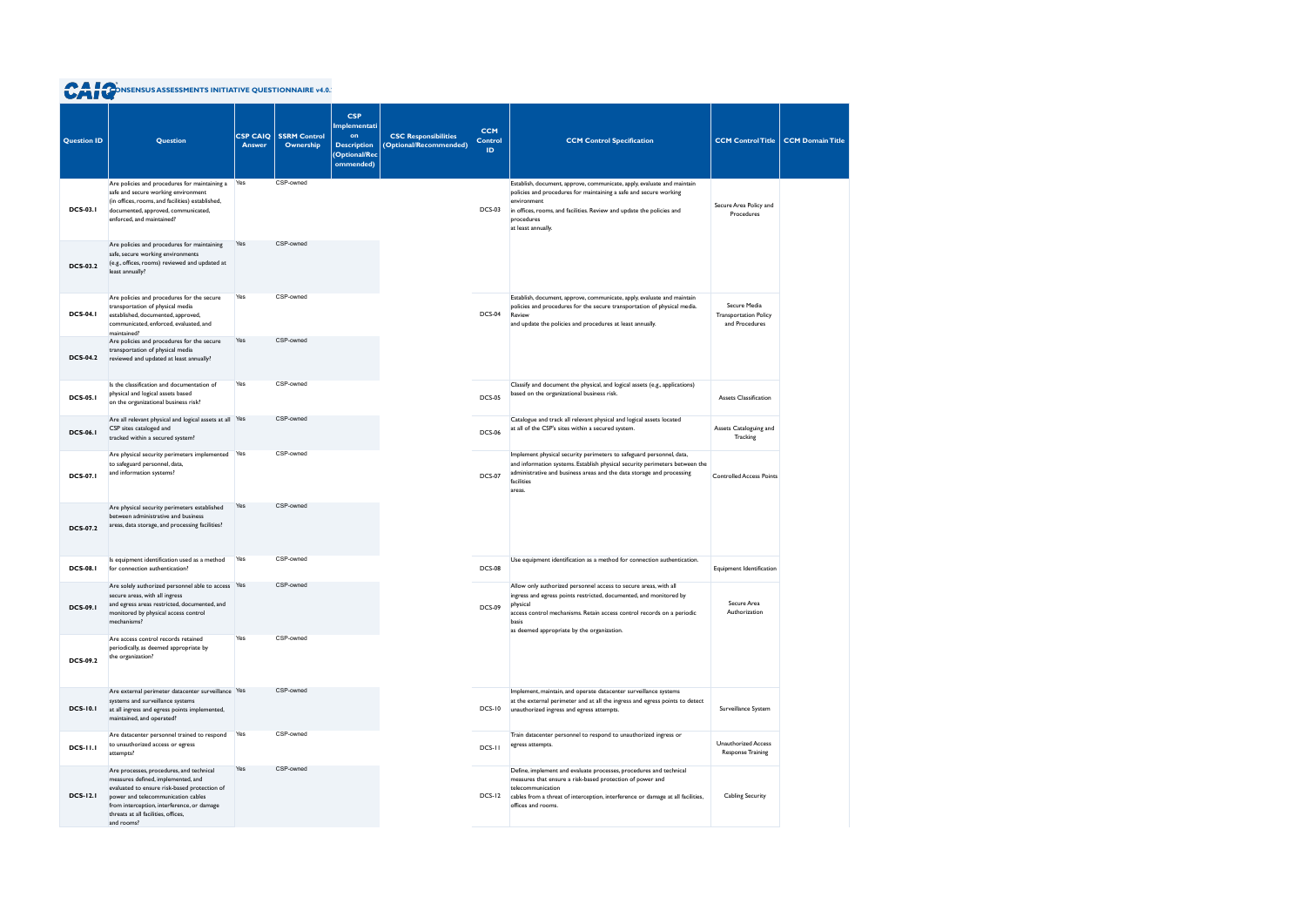# CONSENSUS ASSESSMENTS INITIATIVE QUESTIONNAIRE v4.0.1

| Question ID | Question | CSP CAIQ Answer | SSRM Control Ownership | CSP Implementation Description (Optional/Recommended) | CSC Responsibilities (Optional/Recommended) | CCM Control ID | CCM Control Specification | CCM Control Title | CCM Domain Title |
|---|---|---|---|---|---|---|---|---|---|
| DCS-03.1 | Are policies and procedures for maintaining a safe and secure working environment (in offices, rooms, and facilities) established, documented, approved, communicated, enforced, and maintained? | Yes | CSP-owned | | | DCS-03 | Establish, document, approve, communicate, apply, evaluate and maintain policies and procedures for maintaining a safe and secure working environment in offices, rooms, and facilities. Review and update the policies and procedures at least annually. | Secure Area Policy and Procedures | |
| DCS-03.2 | Are policies and procedures for maintaining safe, secure working environments (e.g., offices, rooms) reviewed and updated at least annually? | Yes | CSP-owned | | | | | | |
| DCS-04.1 | Are policies and procedures for the secure transportation of physical media established, documented, approved, communicated, enforced, evaluated, and maintained? | Yes | CSP-owned | | | DCS-04 | Establish, document, approve, communicate, apply, evaluate and maintain policies and procedures for the secure transportation of physical media. Review and update the policies and procedures at least annually. | Secure Media Transportation Policy and Procedures | |
| DCS-04.2 | Are policies and procedures for the secure transportation of physical media reviewed and updated at least annually? | Yes | CSP-owned | | | | | | |
| DCS-05.1 | Is the classification and documentation of physical and logical assets based on the organizational business risk? | Yes | CSP-owned | | | DCS-05 | Classify and document the physical, and logical assets (e.g., applications) based on the organizational business risk. | Assets Classification | |
| DCS-06.1 | Are all relevant physical and logical assets at all CSP sites cataloged and tracked within a secured system? | Yes | CSP-owned | | | DCS-06 | Catalogue and track all relevant physical and logical assets located at all of the CSP's sites within a secured system. | Assets Cataloguing and Tracking | |
| DCS-07.1 | Are physical security perimeters implemented to safeguard personnel, data, and information systems? | Yes | CSP-owned | | | DCS-07 | Implement physical security perimeters to safeguard personnel, data, and information systems. Establish physical security perimeters between the administrative and business areas and the data storage and processing facilities areas. | Controlled Access Points | |
| DCS-07.2 | Are physical security perimeters established between administrative and business areas, data storage, and processing facilities? | Yes | CSP-owned | | | | | | |
| DCS-08.1 | Is equipment identification used as a method for connection authentication? | Yes | CSP-owned | | | DCS-08 | Use equipment identification as a method for connection authentication. | Equipment Identification | |
| DCS-09.1 | Are solely authorized personnel able to access secure areas, with all ingress and egress areas restricted, documented, and monitored by physical access control mechanisms? | Yes | CSP-owned | | | DCS-09 | Allow only authorized personnel access to secure areas, with all ingress and egress points restricted, documented, and monitored by physical access control mechanisms. Retain access control records on a periodic basis as deemed appropriate by the organization. | Secure Area Authorization | |
| DCS-09.2 | Are access control records retained periodically, as deemed appropriate by the organization? | Yes | CSP-owned | | | | | | |
| DCS-10.1 | Are external perimeter datacenter surveillance systems and surveillance systems at all ingress and egress points implemented, maintained, and operated? | Yes | CSP-owned | | | DCS-10 | Implement, maintain, and operate datacenter surveillance systems at the external perimeter and at all the ingress and egress points to detect unauthorized ingress and egress attempts. | Surveillance System | |
| DCS-11.1 | Are datacenter personnel trained to respond to unauthorized access or egress attempts? | Yes | CSP-owned | | | DCS-11 | Train datacenter personnel to respond to unauthorized ingress or egress attempts. | Unauthorized Access Response Training | |
| DCS-12.1 | Are processes, procedures, and technical measures defined, implemented, and evaluated to ensure risk-based protection of power and telecommunication cables from interception, interference, or damage threats at all facilities, offices, and rooms? | Yes | CSP-owned | | | DCS-12 | Define, implement and evaluate processes, procedures and technical measures that ensure a risk-based protection of power and telecommunication cables from a threat of interception, interference or damage at all facilities, offices and rooms. | Cabling Security | |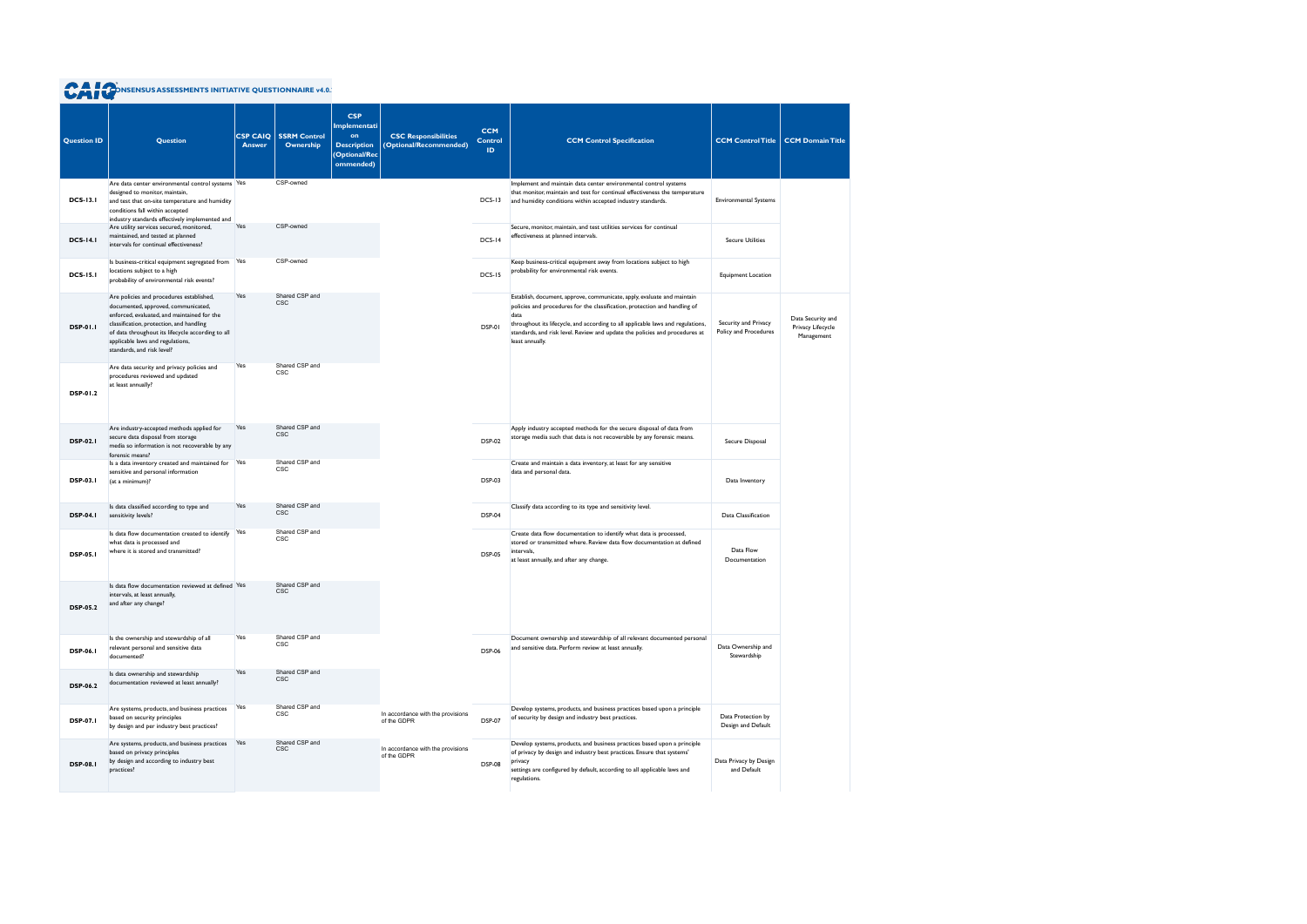# CAIQ CONSENSUS ASSESSMENTS INITIATIVE QUESTIONNAIRE v4.0.1

| Question ID | Question | CSP CAIQ Answer | SSRM Control Ownership | CSP Implementation Description (Optional/Recommended) | CSC Responsibilities (Optional/Recommended) | CCM Control ID | CCM Control Specification | CCM Control Title | CCM Domain Title |
|---|---|---|---|---|---|---|---|---|---|
| DCS-13.1 | Are data center environmental control systems designed to monitor, maintain, and test that on-site temperature and humidity conditions fall within accepted industry standards effectively implemented and | Yes | CSP-owned | | | DCS-13 | Implement and maintain data center environmental control systems that monitor, maintain and test for continual effectiveness the temperature and humidity conditions within accepted industry standards. | Environmental Systems | |
| DCS-14.1 | Are utility services secured, monitored, maintained, and tested at planned intervals for continual effectiveness? | Yes | CSP-owned | | | DCS-14 | Secure, monitor, maintain, and test utilities services for continual effectiveness at planned intervals. | Secure Utilities | |
| DCS-15.1 | Is business-critical equipment segregated from locations subject to a high probability of environmental risk events? | Yes | CSP-owned | | | DCS-15 | Keep business-critical equipment away from locations subject to high probability for environmental risk events. | Equipment Location | |
| DSP-01.1 | Are policies and procedures established, documented, approved, communicated, enforced, evaluated, and maintained for the classification, protection, and handling of data throughout its lifecycle according to all applicable laws and regulations, standards, and risk level? | Yes | Shared CSP and CSC | | | DSP-01 | Establish, document, approve, communicate, apply, evaluate and maintain policies and procedures for the classification, protection and handling of data throughout its lifecycle, and according to all applicable laws and regulations, standards, and risk level. Review and update the policies and procedures at least annually. | Security and Privacy Policy and Procedures | Data Security and Privacy Lifecycle Management |
| DSP-01.2 | Are data security and privacy policies and procedures reviewed and updated at least annually? | Yes | Shared CSP and CSC | | | | | | |
| DSP-02.1 | Are industry-accepted methods applied for secure data disposal from storage media so information is not recoverable by any forensic means? | Yes | Shared CSP and CSC | | | DSP-02 | Apply industry accepted methods for the secure disposal of data from storage media such that data is not recoverable by any forensic means. | Secure Disposal | |
| DSP-03.1 | Is a data inventory created and maintained for sensitive and personal information (at a minimum)? | Yes | Shared CSP and CSC | | | DSP-03 | Create and maintain a data inventory, at least for any sensitive data and personal data. | Data Inventory | |
| DSP-04.1 | Is data classified according to type and sensitivity levels? | Yes | Shared CSP and CSC | | | DSP-04 | Classify data according to its type and sensitivity level. | Data Classification | |
| DSP-05.1 | Is data flow documentation created to identify what data is processed and where it is stored and transmitted? | Yes | Shared CSP and CSC | | | DSP-05 | Create data flow documentation to identify what data is processed, stored or transmitted where. Review data flow documentation at defined intervals, at least annually, and after any change. | Data Flow Documentation | |
| DSP-05.2 | Is data flow documentation reviewed at defined intervals, at least annually, and after any change? | Yes | Shared CSP and CSC | | | | | | |
| DSP-06.1 | Is the ownership and stewardship of all relevant personal and sensitive data documented? | Yes | Shared CSP and CSC | | | DSP-06 | Document ownership and stewardship of all relevant documented personal and sensitive data. Perform review at least annually. | Data Ownership and Stewardship | |
| DSP-06.2 | Is data ownership and stewardship documentation reviewed at least annually? | Yes | Shared CSP and CSC | | | | | | |
| DSP-07.1 | Are systems, products, and business practices based on security principles by design and per industry best practices? | Yes | Shared CSP and CSC | | In accordance with the provisions of the GDPR | DSP-07 | Develop systems, products, and business practices based upon a principle of security by design and industry best practices. | Data Protection by Design and Default | |
| DSP-08.1 | Are systems, products, and business practices based on privacy principles by design and according to industry best practices? | Yes | Shared CSP and CSC | | In accordance with the provisions of the GDPR | DSP-08 | Develop systems, products, and business practices based upon a principle of privacy by design and industry best practices. Ensure that systems' privacy settings are configured by default, according to all applicable laws and regulations. | Data Privacy by Design and Default | |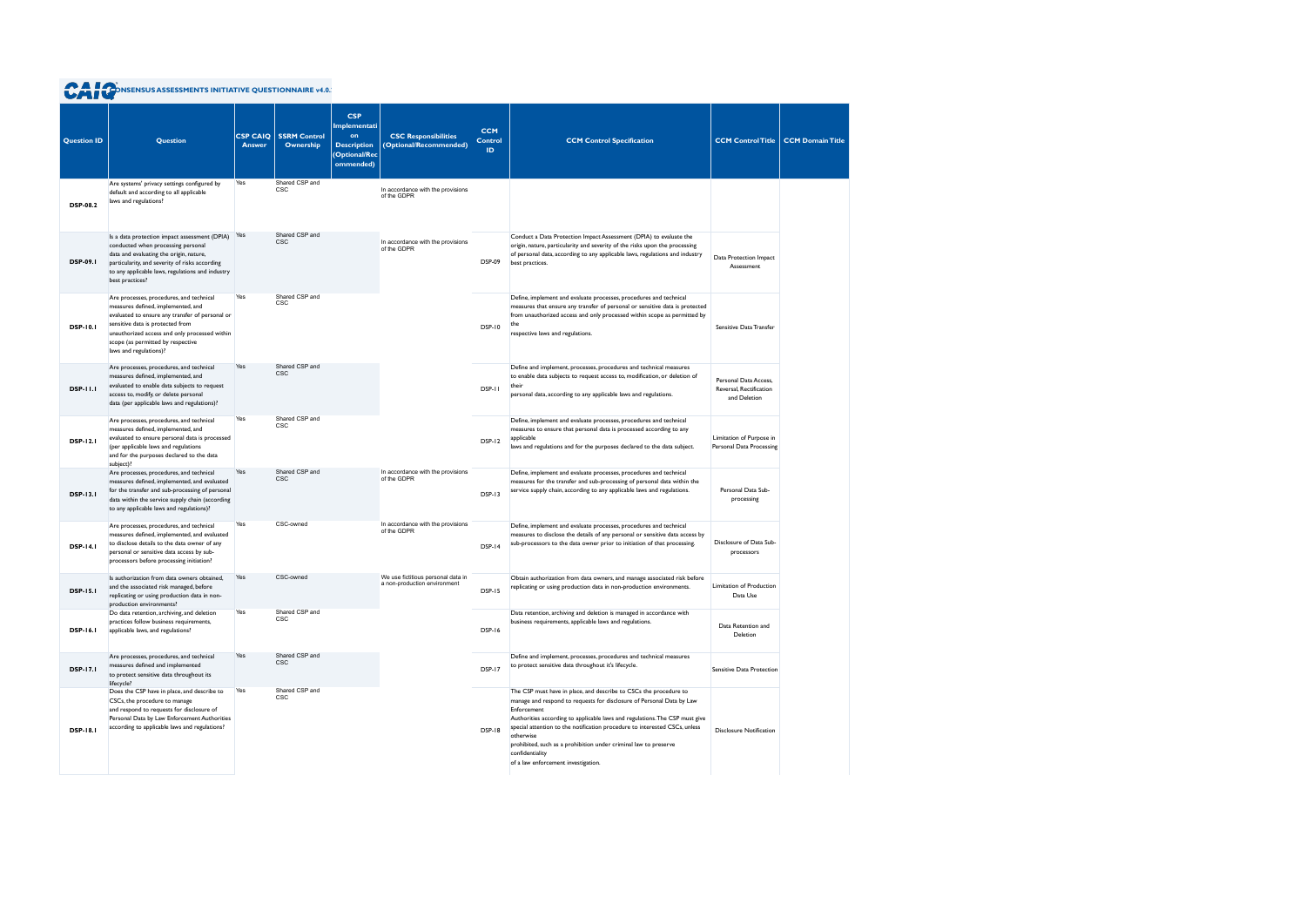CONSENSUS ASSESSMENTS INITIATIVE QUESTIONNAIRE v4.0.

| Question ID | Question | CSP CAIQ Answer | SSRM Control Ownership | CSP Implementation Description (Optional/Recommended) | CSC Responsibilities (Optional/Recommended) | CCM Control ID | CCM Control Specification | CCM Control Title | CCM Domain Title |
|---|---|---|---|---|---|---|---|---|---|
| DSP-08.2 | Are systems' privacy settings configured by default and according to all applicable laws and regulations? | Yes | Shared CSP and CSC | | In accordance with the provisions of the GDPR | | | | |
| DSP-09.1 | Is a data protection impact assessment (DPIA) conducted when processing personal data and evaluating the origin, nature, particularity, and severity of risks according to any applicable laws, regulations and industry best practices? | Yes | Shared CSP and CSC | | In accordance with the provisions of the GDPR | DSP-09 | Conduct a Data Protection Impact Assessment (DPIA) to evaluate the origin, nature, particularity and severity of the risks upon the processing of personal data, according to any applicable laws, regulations and industry best practices. | Data Protection Impact Assessment | |
| DSP-10.1 | Are processes, procedures, and technical measures defined, implemented, and evaluated to ensure any transfer of personal or sensitive data is protected from unauthorized access and only processed within scope (as permitted by respective laws and regulations)? | Yes | Shared CSP and CSC | | | DSP-10 | Define, implement and evaluate processes, procedures and technical measures that ensure any transfer of personal or sensitive data is protected from unauthorized access and only processed within scope as permitted by the respective laws and regulations. | Sensitive Data Transfer | |
| DSP-11.1 | Are processes, procedures, and technical measures defined, implemented, and evaluated to enable data subjects to request access to, modify, or delete personal data (per applicable laws and regulations)? | Yes | Shared CSP and CSC | | | DSP-11 | Define and implement, processes, procedures and technical measures to enable data subjects to request access to, modification, or deletion of their personal data, according to any applicable laws and regulations. | Personal Data Access, Reversal, Rectification and Deletion | |
| DSP-12.1 | Are processes, procedures, and technical measures defined, implemented, and evaluated to ensure personal data is processed (per applicable laws and regulations and for the purposes declared to the data subject)? | Yes | Shared CSP and CSC | | | DSP-12 | Define, implement and evaluate processes, procedures and technical measures to ensure that personal data is processed according to any applicable laws and regulations and for the purposes declared to the data subject. | Limitation of Purpose in Personal Data Processing | |
| DSP-13.1 | Are processes, procedures, and technical measures defined, implemented, and evaluated for the transfer and sub-processing of personal data within the service supply chain (according to any applicable laws and regulations)? | Yes | Shared CSP and CSC | | In accordance with the provisions of the GDPR | DSP-13 | Define, implement and evaluate processes, procedures and technical measures for the transfer and sub-processing of personal data within the service supply chain, according to any applicable laws and regulations. | Personal Data Sub-processing | |
| DSP-14.1 | Are processes, procedures, and technical measures defined, implemented, and evaluated to disclose details to the data owner of any personal or sensitive data access by sub-processors before processing initiation? | Yes | CSC-owned | | In accordance with the provisions of the GDPR | DSP-14 | Define, implement and evaluate processes, procedures and technical measures to disclose the details of any personal or sensitive data access by sub-processors to the data owner prior to initiation of that processing. | Disclosure of Data Sub-processors | |
| DSP-15.1 | Is authorization from data owners obtained, and the associated risk managed, before replicating or using production data in non-production environments? | Yes | CSC-owned | | We use fictitious personal data in a non-production environment | DSP-15 | Obtain authorization from data owners, and manage associated risk before replicating or using production data in non-production environments. | Limitation of Production Data Use | |
| DSP-16.1 | Do data retention, archiving, and deletion practices follow business requirements, applicable laws, and regulations? | Yes | Shared CSP and CSC | | | DSP-16 | Data retention, archiving and deletion is managed in accordance with business requirements, applicable laws and regulations. | Data Retention and Deletion | |
| DSP-17.1 | Are processes, procedures, and technical measures defined and implemented to protect sensitive data throughout its lifecycle? | Yes | Shared CSP and CSC | | | DSP-17 | Define and implement, processes, procedures and technical measures to protect sensitive data throughout it's lifecycle. | Sensitive Data Protection | |
| DSP-18.1 | Does the CSP have in place, and describe to CSCs, the procedure to manage and respond to requests for disclosure of Personal Data by Law Enforcement Authorities according to applicable laws and regulations? | Yes | Shared CSP and CSC | | | DSP-18 | The CSP must have in place, and describe to CSCs the procedure to manage and respond to requests for disclosure of Personal Data by Law Enforcement Authorities according to applicable laws and regulations. The CSP must give special attention to the notification procedure to interested CSCs, unless otherwise prohibited, such as a prohibition under criminal law to preserve confidentiality of a law enforcement investigation. | Disclosure Notification | |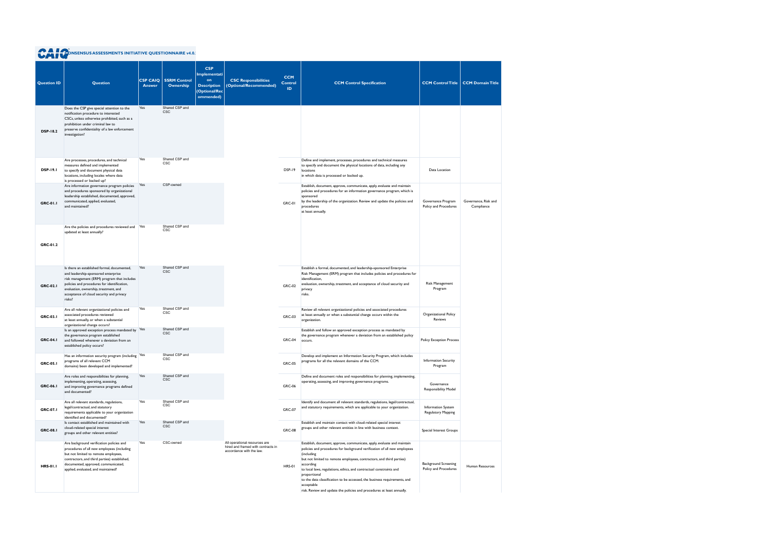CONSENSUS ASSESSMENTS INITIATIVE QUESTIONNAIRE v4.0.

| Question ID | Question | CSP CAIQ Answer | SSRM Control Ownership | CSP Implementation Description (Optional/Recommended) | CSC Responsibilities (Optional/Recommended) | CCM Control ID | CCM Control Specification | CCM Control Title | CCM Domain Title |
|---|---|---|---|---|---|---|---|---|---|
| DSP-18.2 | Does the CSP give special attention to the notification procedure to interested CSCs, unless otherwise prohibited, such as a prohibition under criminal law to preserve confidentiality of a law enforcement investigation? | Yes | Shared CSP and CSC | | | | | | |
| DSP-19.1 | Are processes, procedures, and technical measures defined and implemented to specify and document physical data locations, including locales where data is processed or backed up? | Yes | Shared CSP and CSC | | | DSP-19 | Define and implement, processes, procedures and technical measures to specify and document the physical locations of data, including any locations in which data is processed or backed up. | Data Location | |
| GRC-01.1 | Are information governance program policies and procedures sponsored by organizational leadership established, documented, approved, communicated, applied, evaluated, and maintained? | Yes | CSP-owned | | | GRC-01 | Establish, document, approve, communicate, apply, evaluate and maintain policies and procedures for an information governance program, which is sponsored by the leadership of the organization. Review and update the policies and procedures at least annually. | Governance Program Policy and Procedures | Governance, Risk and Compliance |
| GRC-01.2 | Are the policies and procedures reviewed and updated at least annually? | Yes | Shared CSP and CSC | | | | | | |
| GRC-02.1 | Is there an established formal, documented, and leadership-sponsored enterprise risk management (ERM) program that includes policies and procedures for identification, evaluation, ownership, treatment, and acceptance of cloud security and privacy risks? | Yes | Shared CSP and CSC | | | GRC-02 | Establish a formal, documented, and leadership-sponsored Enterprise Risk Management (ERM) program that includes policies and procedures for identification, evaluation, ownership, treatment, and acceptance of cloud security and privacy risks. | Risk Management Program | |
| GRC-03.1 | Are all relevant organizational policies and associated procedures reviewed at least annually, or when a substantial organizational change occurs? | Yes | Shared CSP and CSC | | | GRC-03 | Review all relevant organizational policies and associated procedures at least annually or when a substantial change occurs within the organization. | Organizational Policy Reviews | |
| GRC-04.1 | Is an approved exception process mandated by the governance program established and followed whenever a deviation from an established policy occurs? | Yes | Shared CSP and CSC | | | GRC-04 | Establish and follow an approved exception process as mandated by the governance program whenever a deviation from an established policy occurs. | Policy Exception Process | |
| GRC-05.1 | Has an information security program (including programs of all relevant CCM domains) been developed and implemented? | Yes | Shared CSP and CSC | | | GRC-05 | Develop and implement an Information Security Program, which includes programs for all the relevant domains of the CCM. | Information Security Program | |
| GRC-06.1 | Are roles and responsibilities for planning, implementing, operating, assessing, and improving governance programs defined and documented? | Yes | Shared CSP and CSC | | | GRC-06 | Define and document roles and responsibilities for planning, implementing, operating, assessing, and improving governance programs. | Governance Responsibility Model | |
| GRC-07.1 | Are all relevant standards, regulations, legal/contractual, and statutory requirements applicable to your organization identified and documented? | Yes | Shared CSP and CSC | | | GRC-07 | Identify and document all relevant standards, regulations, legal/contractual, and statutory requirements, which are applicable to your organization. | Information System Regulatory Mapping | |
| GRC-08.1 | Is contact established and maintained with cloud-related special interest groups and other relevant entities? | Yes | Shared CSP and CSC | | | GRC-08 | Establish and maintain contact with cloud-related special interest groups and other relevant entities in line with business context. | Special Interest Groups | |
| HRS-01.1 | Are background verification policies and procedures of all new employees (including but not limited to remote employees, contractors, and third parties) established, documented, approved, communicated, applied, evaluated, and maintained? | Yes | CSC-owned | | All operational resources are hired and framed with contracts in accordance with the law. | HRS-01 | Establish, document, approve, communicate, apply, evaluate and maintain policies and procedures for background verification of all new employees (including but not limited to remote employees, contractors, and third parties) according to local laws, regulations, ethics, and contractual constraints and proportional to the data classification to be accessed, the business requirements, and acceptable risk. Review and update the policies and procedures at least annually. | Background Screening Policy and Procedures | Human Resources |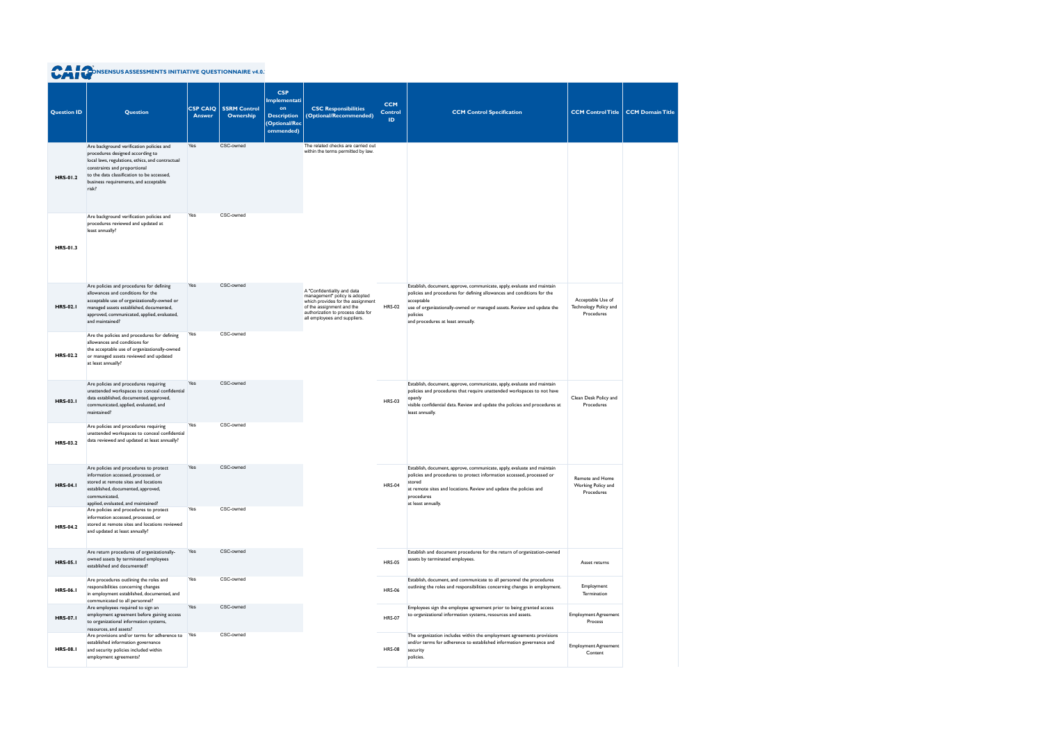CONSENSUS ASSESSMENTS INITIATIVE QUESTIONNAIRE v4.0.

| Question ID | Question | CSP CAIQ Answer | SSRM Control Ownership | CSP Implementation Description (Optional/Recommended) | CSC Responsibilities (Optional/Recommended) | CCM Control ID | CCM Control Specification | CCM Control Title | CCM Domain Title |
|---|---|---|---|---|---|---|---|---|---|
| HRS-01.2 | Are background verification policies and procedures designed according to local laws, regulations, ethics, and contractual constraints and proportional to the data classification to be accessed, business requirements, and acceptable risk? | Yes | CSC-owned | | The related checks are carried out within the terms permitted by law. | | | | |
| HRS-01.3 | Are background verification policies and procedures reviewed and updated at least annually? | Yes | CSC-owned | | | | | | |
| HRS-02.1 | Are policies and procedures for defining allowances and conditions for the acceptable use of organizationally-owned or managed assets established, documented, approved, communicated, applied, evaluated, and maintained? | Yes | CSC-owned | | A "Confidentiality and data management" policy is adopted which provides for the assignment of the assignment and the authorization to process data for all employees and suppliers. | HRS-02 | Establish, document, approve, communicate, apply, evaluate and maintain policies and procedures for defining allowances and conditions for the acceptable use of organizationally-owned or managed assets. Review and update the policies and procedures at least annually. | Acceptable Use of Technology Policy and Procedures | |
| HRS-02.2 | Are the policies and procedures for defining allowances and conditions for the acceptable use of organizationally-owned or managed assets reviewed and updated at least annually? | Yes | CSC-owned | | | | | | |
| HRS-03.1 | Are policies and procedures requiring unattended workspaces to conceal confidential data established, documented, approved, communicated, applied, evaluated, and maintained? | Yes | CSC-owned | | | HRS-03 | Establish, document, approve, communicate, apply, evaluate and maintain policies and procedures that require unattended workspaces to not have openly visible confidential data. Review and update the policies and procedures at least annually. | Clean Desk Policy and Procedures | |
| HRS-03.2 | Are policies and procedures requiring unattended workspaces to conceal confidential data reviewed and updated at least annually? | Yes | CSC-owned | | | | | | |
| HRS-04.1 | Are policies and procedures to protect information accessed, processed, or stored at remote sites and locations established, documented, approved, communicated, applied, evaluated, and maintained? | Yes | CSC-owned | | | HRS-04 | Establish, document, approve, communicate, apply, evaluate and maintain policies and procedures to protect information accessed, processed or stored at remote sites and locations. Review and update the policies and procedures at least annually. | Remote and Home Working Policy and Procedures | |
| HRS-04.2 | Are policies and procedures to protect information accessed, processed, or stored at remote sites and locations reviewed and updated at least annually? | Yes | CSC-owned | | | | | | |
| HRS-05.1 | Are return procedures of organizationally-owned assets by terminated employees established and documented? | Yes | CSC-owned | | | HRS-05 | Establish and document procedures for the return of organization-owned assets by terminated employees. | Asset returns | |
| HRS-06.1 | Are procedures outlining the roles and responsibilities concerning changes in employment established, documented, and communicated to all personnel? | Yes | CSC-owned | | | HRS-06 | Establish, document, and communicate to all personnel the procedures outlining the roles and responsibilities concerning changes in employment. | Employment Termination | |
| HRS-07.1 | Are employees required to sign an employment agreement before gaining access to organizational information systems, resources, and assets? | Yes | CSC-owned | | | HRS-07 | Employees sign the employee agreement prior to being granted access to organizational information systems, resources and assets. | Employment Agreement Process | |
| HRS-08.1 | Are provisions and/or terms for adherence to established information governance and security policies included within employment agreements? | Yes | CSC-owned | | | HRS-08 | The organization includes within the employment agreements provisions and/or terms for adherence to established information governance and security policies. | Employment Agreement Content | |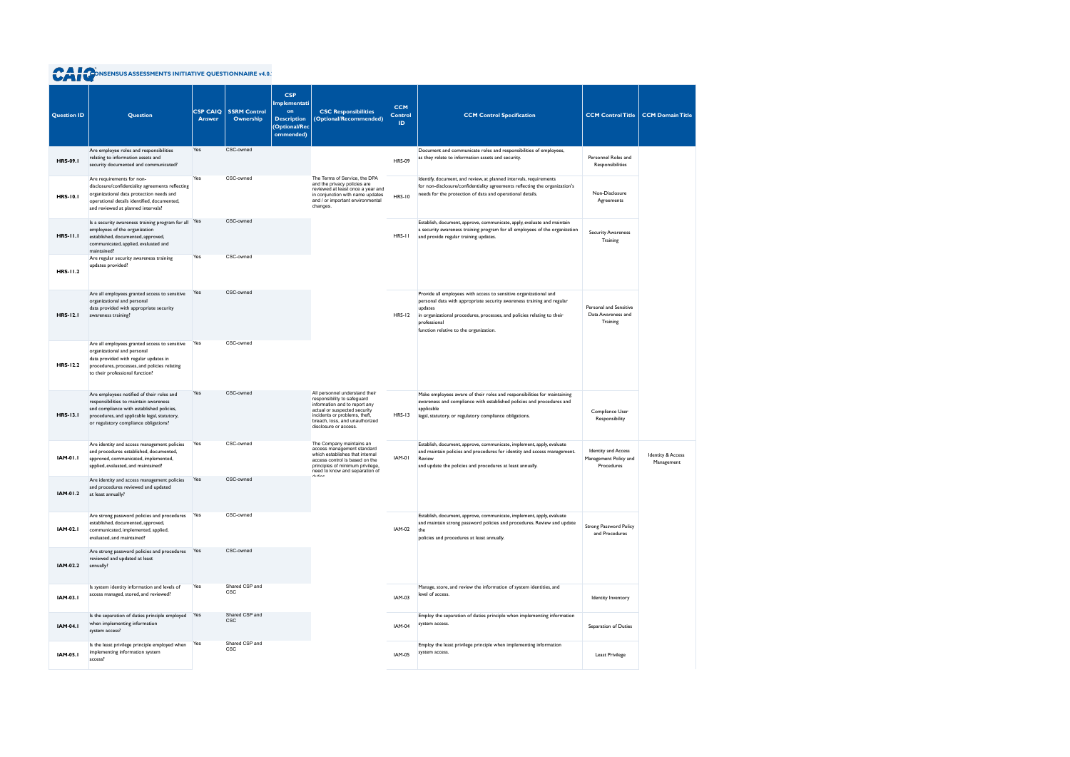# CONSENSUS ASSESSMENTS INITIATIVE QUESTIONNAIRE v4.0.

| Question ID | Question | CSP CAIQ Answer | SSRM Control Ownership | CSP Implementation Description (Optional/Recommended) | CSC Responsibilities (Optional/Recommended) | CCM Control ID | CCM Control Specification | CCM Control Title | CCM Domain Title |
|---|---|---|---|---|---|---|---|---|---|
| **HRS-09.1** | Are employee roles and responsibilities relating to information assets and security documented and communicated? | Yes | CSC-owned | | | HRS-09 | Document and communicate roles and responsibilities of employees, as they relate to information assets and security. | Personnel Roles and Responsibilities | |
| **HRS-10.1** | Are requirements for non-disclosure/confidentiality agreements reflecting organizational data protection needs and operational details identified, documented, and reviewed at planned intervals? | Yes | CSC-owned | | The Terms of Service, the DPA and the privacy policies are reviewed at least once a year and in conjunction with name updates and / or important environmental changes. | HRS-10 | Identify, document, and review, at planned intervals, requirements for non-disclosure/confidentiality agreements reflecting the organization's needs for the protection of data and operational details. | Non-Disclosure Agreements | |
| **HRS-11.1** | Is a security awareness training program for all employees of the organization established, documented, approved, communicated, applied, evaluated and maintained? | Yes | CSC-owned | | | HRS-11 | Establish, document, approve, communicate, apply, evaluate and maintain a security awareness training program for all employees of the organization and provide regular training updates. | Security Awareness Training | |
| **HRS-11.2** | Are regular security awareness training updates provided? | Yes | CSC-owned | | | | | | |
| **HRS-12.1** | Are all employees granted access to sensitive organizational and personal data provided with appropriate security awareness training? | Yes | CSC-owned | | | HRS-12 | Provide all employees with access to sensitive organizational and personal data with appropriate security awareness training and regular updates in organizational procedures, processes, and policies relating to their professional function relative to the organization. | Personal and Sensitive Data Awareness and Training | |
| **HRS-12.2** | Are all employees granted access to sensitive organizational and personal data provided with regular updates in procedures, processes, and policies relating to their professional function? | Yes | CSC-owned | | | | | | |
| **HRS-13.1** | Are employees notified of their roles and responsibilities to maintain awareness and compliance with established policies, procedures, and applicable legal, statutory, or regulatory compliance obligations? | Yes | CSC-owned | | All personnel understand their responsibility to safeguard information and to report any actual or suspected security incidents or problems, theft, breach, loss, and unauthorized disclosure or access. | HRS-13 | Make employees aware of their roles and responsibilities for maintaining awareness and compliance with established policies and procedures and applicable legal, statutory, or regulatory compliance obligations. | Compliance User Responsibility | |
| **IAM-01.1** | Are identity and access management policies and procedures established, documented, approved, communicated, implemented, applied, evaluated, and maintained? | Yes | CSC-owned | | The Company maintains an access management standard which establishes that internal access control is based on the principles of minimum privilege, need to know and separation of duties | IAM-01 | Establish, document, approve, communicate, implement, apply, evaluate and maintain policies and procedures for identity and access management. Review and update the policies and procedures at least annually. | Identity and Access Management Policy and Procedures | Identity & Access Management |
| **IAM-01.2** | Are identity and access management policies and procedures reviewed and updated at least annually? | Yes | CSC-owned | | | | | | |
| **IAM-02.1** | Are strong password policies and procedures established, documented, approved, communicated, implemented, applied, evaluated, and maintained? | Yes | CSC-owned | | | IAM-02 | Establish, document, approve, communicate, implement, apply, evaluate and maintain strong password policies and procedures. Review and update the policies and procedures at least annually. | Strong Password Policy and Procedures | |
| **IAM-02.2** | Are strong password policies and procedures reviewed and updated at least annually? | Yes | CSC-owned | | | | | | |
| **IAM-03.1** | Is system identity information and levels of access managed, stored, and reviewed? | Yes | Shared CSP and CSC | | | IAM-03 | Manage, store, and review the information of system identities, and level of access. | Identity Inventory | |
| **IAM-04.1** | Is the separation of duties principle employed when implementing information system access? | Yes | Shared CSP and CSC | | | IAM-04 | Employ the separation of duties principle when implementing information system access. | Separation of Duties | |
| **IAM-05.1** | Is the least privilege principle employed when implementing information system access? | Yes | Shared CSP and CSC | | | IAM-05 | Employ the least privilege principle when implementing information system access. | Least Privilege | |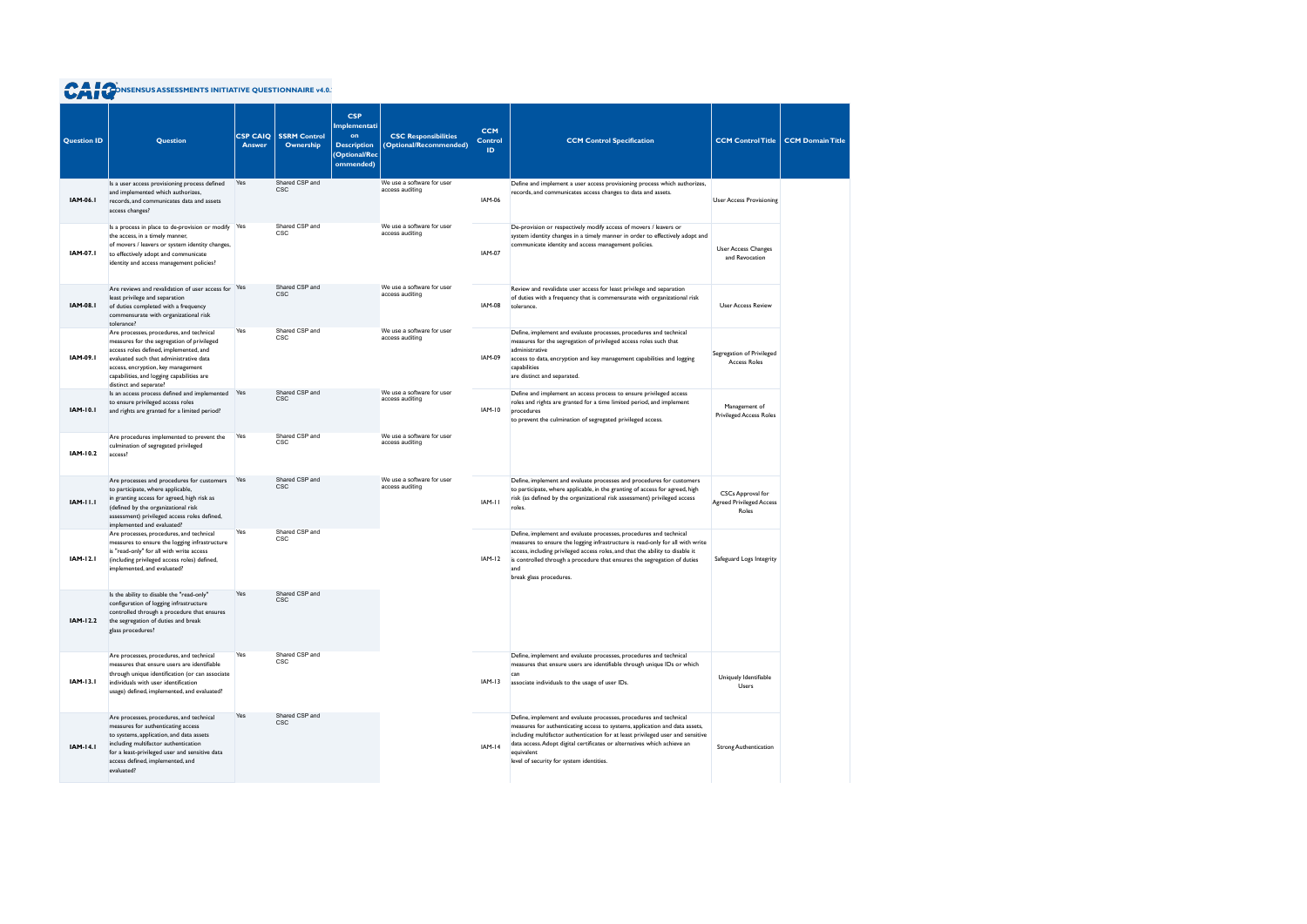CONSENSUS ASSESSMENTS INITIATIVE QUESTIONNAIRE v4.0.1

| Question ID | Question | CSP CAIQ Answer | SSRM Control Ownership | CSP Implementation Description (Optional/Recommended) | CSC Responsibilities (Optional/Recommended) | CCM Control ID | CCM Control Specification | CCM Control Title | CCM Domain Title |
|---|---|---|---|---|---|---|---|---|---|
| IAM-06.1 | Is a user access provisioning process defined and implemented which authorizes, records, and communicates data and assets access changes? | Yes | Shared CSP and CSC | | We use a software for user access auditing | IAM-06 | Define and implement a user access provisioning process which authorizes, records, and communicates access changes to data and assets. | User Access Provisioning | |
| IAM-07.1 | Is a process in place to de-provision or modify the access, in a timely manner, of movers / leavers or system identity changes, to effectively adopt and communicate identity and access management policies? | Yes | Shared CSP and CSC | | We use a software for user access auditing | IAM-07 | De-provision or respectively modify access of movers / leavers or system identity changes in a timely manner in order to effectively adopt and communicate identity and access management policies. | User Access Changes and Revocation | |
| IAM-08.1 | Are reviews and revalidation of user access for least privilege and separation of duties completed with a frequency commensurate with organizational risk tolerance? | Yes | Shared CSP and CSC | | We use a software for user access auditing | IAM-08 | Review and revalidate user access for least privilege and separation of duties with a frequency that is commensurate with organizational risk tolerance. | User Access Review | |
| IAM-09.1 | Are processes, procedures, and technical measures for the segregation of privileged access roles defined, implemented, and evaluated such that administrative data access, encryption, key management capabilities, and logging capabilities are distinct and separate? | Yes | Shared CSP and CSC | | We use a software for user access auditing | IAM-09 | Define, implement and evaluate processes, procedures and technical measures for the segregation of privileged access roles such that administrative access to data, encryption and key management capabilities and logging capabilities are distinct and separated. | Segregation of Privileged Access Roles | |
| IAM-10.1 | Is an access process defined and implemented to ensure privileged access roles and rights are granted for a limited period? | Yes | Shared CSP and CSC | | We use a software for user access auditing | IAM-10 | Define and implement an access process to ensure privileged access roles and rights are granted for a time limited period, and implement procedures to prevent the culmination of segregated privileged access. | Management of Privileged Access Roles | |
| IAM-10.2 | Are procedures implemented to prevent the culmination of segregated privileged access? | Yes | Shared CSP and CSC | | We use a software for user access auditing | | | | |
| IAM-11.1 | Are processes and procedures for customers to participate, where applicable, in granting access for agreed, high risk as (defined by the organizational risk assessment) privileged access roles defined, implemented and evaluated? | Yes | Shared CSP and CSC | | We use a software for user access auditing | IAM-11 | Define, implement and evaluate processes and procedures for customers to participate, where applicable, in the granting of access for agreed, high risk (as defined by the organizational risk assessment) privileged access roles. | CSCs Approval for Agreed Privileged Access Roles | |
| IAM-12.1 | Are processes, procedures, and technical measures to ensure the logging infrastructure is "read-only" for all with write access (including privileged access roles) defined, implemented, and evaluated? | Yes | Shared CSP and CSC | | | IAM-12 | Define, implement and evaluate processes, procedures and technical measures to ensure the logging infrastructure is read-only for all with write access, including privileged access roles, and that the ability to disable it is controlled through a procedure that ensures the segregation of duties and break glass procedures. | Safeguard Logs Integrity | |
| IAM-12.2 | Is the ability to disable the "read-only" configuration of logging infrastructure controlled through a procedure that ensures the segregation of duties and break glass procedures? | Yes | Shared CSP and CSC | | | | | | |
| IAM-13.1 | Are processes, procedures, and technical measures that ensure users are identifiable through unique identification (or can associate individuals with user identification usage) defined, implemented, and evaluated? | Yes | Shared CSP and CSC | | | IAM-13 | Define, implement and evaluate processes, procedures and technical measures that ensure users are identifiable through unique IDs or which can associate individuals to the usage of user IDs. | Uniquely Identifiable Users | |
| IAM-14.1 | Are processes, procedures, and technical measures for authenticating access to systems, application, and data assets including multifactor authentication for a least-privileged user and sensitive data access defined, implemented, and evaluated? | Yes | Shared CSP and CSC | | | IAM-14 | Define, implement and evaluate processes, procedures and technical measures for authenticating access to systems, application and data assets, including multifactor authentication for at least privileged user and sensitive data access. Adopt digital certificates or alternatives which achieve an equivalent level of security for system identities. | Strong Authentication | |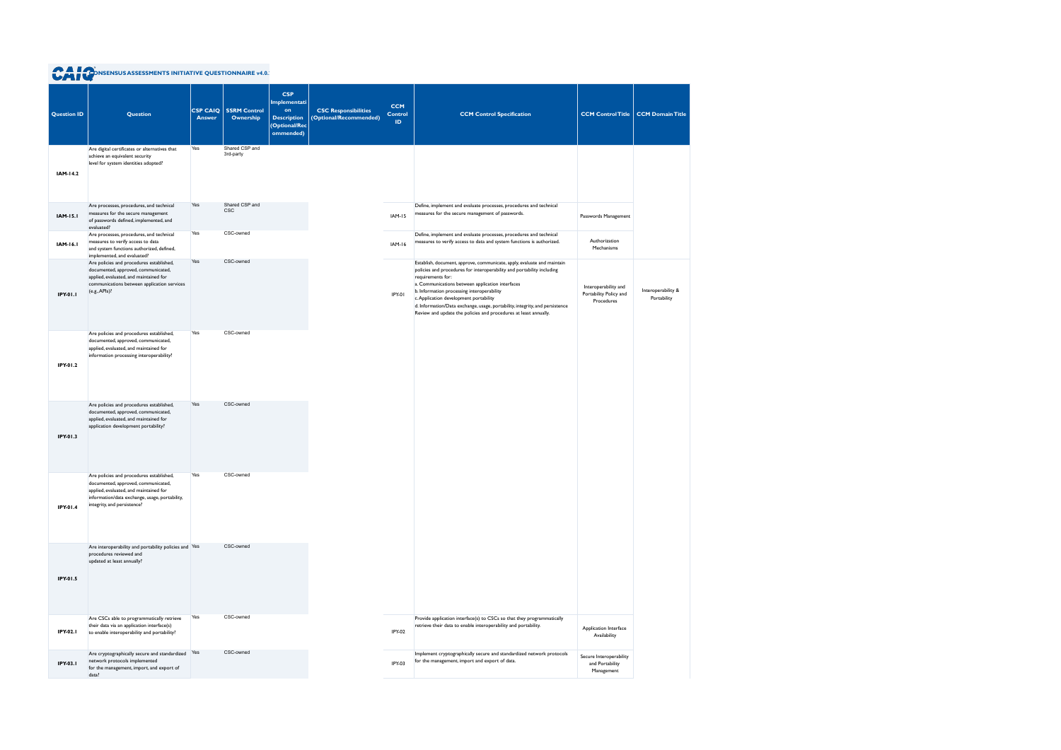# CONSENSUS ASSESSMENTS INITIATIVE QUESTIONNAIRE v4.0.

| Question ID | Question | CSP CAIQ Answer | SSRM Control Ownership | CSP Implementation Description (Optional/Recommended) | CSC Responsibilities (Optional/Recommended) | CCM Control ID | CCM Control Specification | CCM Control Title | CCM Domain Title |
|---|---|---|---|---|---|---|---|---|---|
| IAM-14.2 | Are digital certificates or alternatives that achieve an equivalent security level for system identities adopted? | Yes | Shared CSP and 3rd-party | | | | | | |
| IAM-15.1 | Are processes, procedures, and technical measures for the secure management of passwords defined, implemented, and evaluated? | Yes | Shared CSP and CSC | | | IAM-15 | Define, implement and evaluate processes, procedures and technical measures for the secure management of passwords. | Passwords Management | |
| IAM-16.1 | Are processes, procedures, and technical measures to verify access to data and system functions authorized, defined, implemented, and evaluated? | Yes | CSC-owned | | | IAM-16 | Define, implement and evaluate processes, procedures and technical measures to verify access to data and system functions is authorized. | Authorization Mechanisms | |
| IPY-01.1 | Are policies and procedures established, documented, approved, communicated, applied, evaluated, and maintained for communications between application services (e.g., APIs)? | Yes | CSC-owned | | | IPY-01 | Establish, document, approve, communicate, apply, evaluate and maintain policies and procedures for interoperability and portability including requirements for:<br>a. Communications between application interfaces<br>b. Information processing interoperability<br>c. Application development portability<br>d. Information/Data exchange, usage, portability, integrity, and persistence<br>Review and update the policies and procedures at least annually. | Interoperability and Portability Policy and Procedures | Interoperability & Portability |
| IPY-01.2 | Are policies and procedures established, documented, approved, communicated, applied, evaluated, and maintained for information processing interoperability? | Yes | CSC-owned | | | | | | |
| IPY-01.3 | Are policies and procedures established, documented, approved, communicated, applied, evaluated, and maintained for application development portability? | Yes | CSC-owned | | | | | | |
| IPY-01.4 | Are policies and procedures established, documented, approved, communicated, applied, evaluated, and maintained for information/data exchange, usage, portability, integrity, and persistence? | Yes | CSC-owned | | | | | | |
| IPY-01.5 | Are interoperability and portability policies and procedures reviewed and updated at least annually? | Yes | CSC-owned | | | | | | |
| IPY-02.1 | Are CSCs able to programmatically retrieve their data via an application interface(s) to enable interoperability and portability? | Yes | CSC-owned | | | IPY-02 | Provide application interface(s) to CSCs so that they programmatically retrieve their data to enable interoperability and portability. | Application Interface Availability | |
| IPY-03.1 | Are cryptographically secure and standardized network protocols implemented for the management, import, and export of data? | Yes | CSC-owned | | | IPY-03 | Implement cryptographically secure and standardized network protocols for the management, import and export of data. | Secure Interoperability and Portability Management | |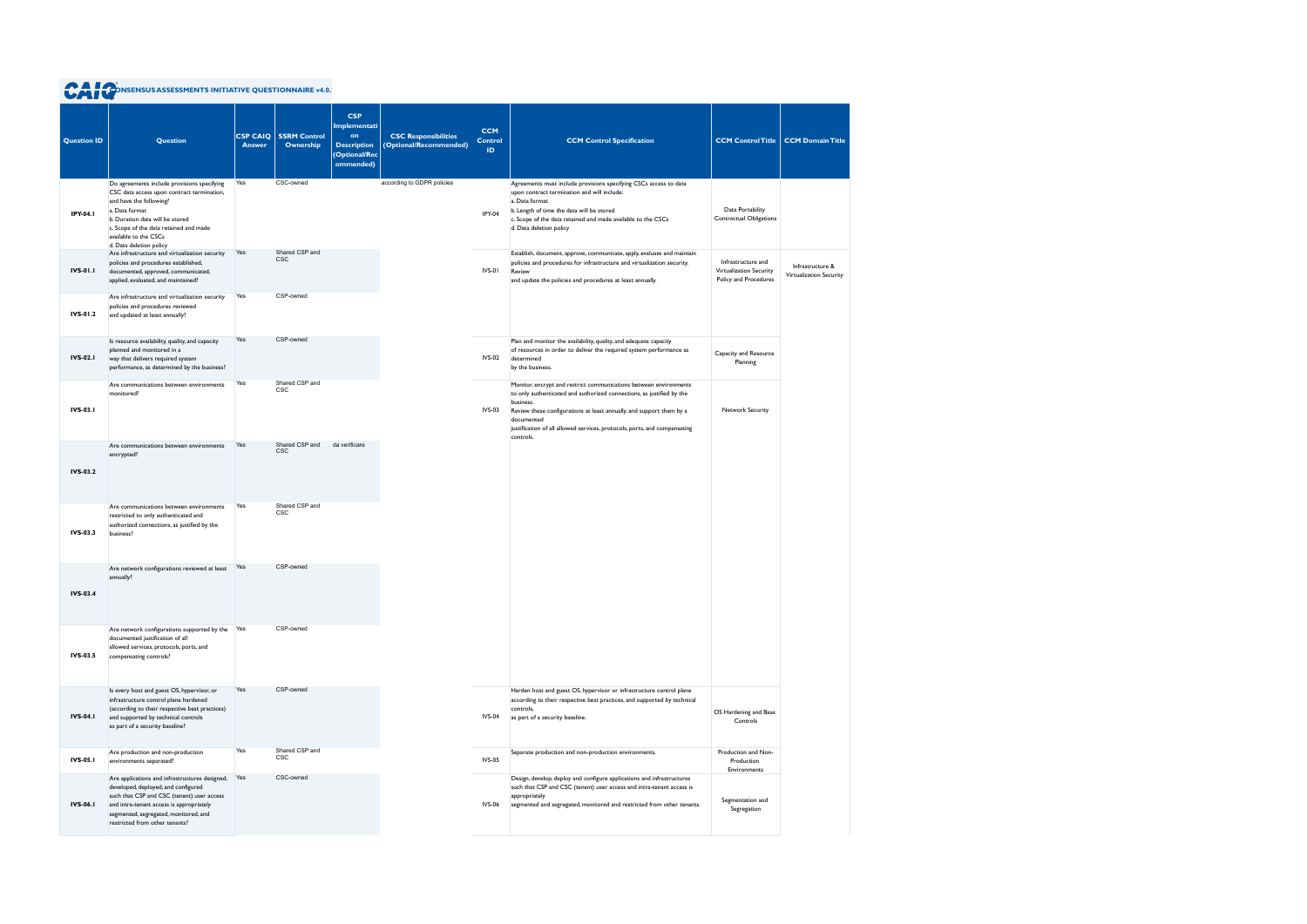# CONSENSUS ASSESSMENTS INITIATIVE QUESTIONNAIRE v4.0.3

| Question ID | Question | CSP CAIQ Answer | SSRM Control Ownership | CSP Implementation Description (Optional/Recommended) | CSC Responsibilities (Optional/Recommended) | CCM Control ID | CCM Control Specification | CCM Control Title | CCM Domain Title |
|---|---|---|---|---|---|---|---|---|---|
| IPY-04.1 | Do agreements include provisions specifying CSC data access upon contract termination, and have the following? a. Data format b. Duration data will be stored c. Scope of the data retained and made available to the CSCs d. Data deletion policy | Yes | CSC-owned | | according to GDPR policies | IPY-04 | Agreements must include provisions specifying CSCs access to data upon contract termination and will include: a. Data format b. Length of time the data will be stored c. Scope of the data retained and made available to the CSCs d. Data deletion policy | Data Portability Contractual Obligations | |
| IVS-01.1 | Are infrastructure and virtualization security policies and procedures established, documented, approved, communicated, applied, evaluated, and maintained? | Yes | Shared CSP and CSC | | | IVS-01 | Establish, document, approve, communicate, apply, evaluate and maintain policies and procedures for infrastructure and virtualization security. Review and update the policies and procedures at least annually. | Infrastructure and Virtualization Security Policy and Procedures | Infrastructure & Virtualization Security |
| IVS-01.2 | Are infrastructure and virtualization security policies and procedures reviewed and updated at least annually? | Yes | CSP-owned | | | | | | |
| IVS-02.1 | Is resource availability, quality, and capacity planned and monitored in a way that delivers required system performance, as determined by the business? | Yes | CSP-owned | | | IVS-02 | Plan and monitor the availability, quality, and adequate capacity of resources in order to deliver the required system performance as determined by the business. | Capacity and Resource Planning | |
| IVS-03.1 | Are communications between environments monitored? | Yes | Shared CSP and CSC | | | IVS-03 | Monitor, encrypt and restrict communications between environments to only authenticated and authorized connections, as justified by the business. Review these configurations at least annually, and support them by a documented justification of all allowed services, protocols, ports, and compensating controls. | Network Security | |
| IVS-03.2 | Are communications between environments encrypted? | Yes | Shared CSP and CSC | da verificare | | | | | |
| IVS-03.3 | Are communications between environments restricted to only authenticated and authorized connections, as justified by the business? | Yes | Shared CSP and CSC | | | | | | |
| IVS-03.4 | Are network configurations reviewed at least annually? | Yes | CSP-owned | | | | | | |
| IVS-03.5 | Are network configurations supported by the documented justification of all allowed services, protocols, ports, and compensating controls? | Yes | CSP-owned | | | | | | |
| IVS-04.1 | Is every host and guest OS, hypervisor, or infrastructure control plane hardened (according to their respective best practices) and supported by technical controls as part of a security baseline? | Yes | CSP-owned | | | IVS-04 | Harden host and guest OS, hypervisor or infrastructure control plane according to their respective best practices, and supported by technical controls, as part of a security baseline. | OS Hardening and Base Controls | |
| IVS-05.1 | Are production and non-production environments separated? | Yes | Shared CSP and CSC | | | IVS-05 | Separate production and non-production environments. | Production and Non-Production Environments | |
| IVS-06.1 | Are applications and infrastructures designed, developed, deployed, and configured such that CSP and CSC (tenant) user access and intra-tenant access is appropriately segmented, segregated, monitored, and restricted from other tenants? | Yes | CSC-owned | | | IVS-06 | Design, develop, deploy and configure applications and infrastructures such that CSP and CSC (tenant) user access and intra-tenant access is appropriately segmented and segregated, monitored and restricted from other tenants. | Segmentation and Segregation | |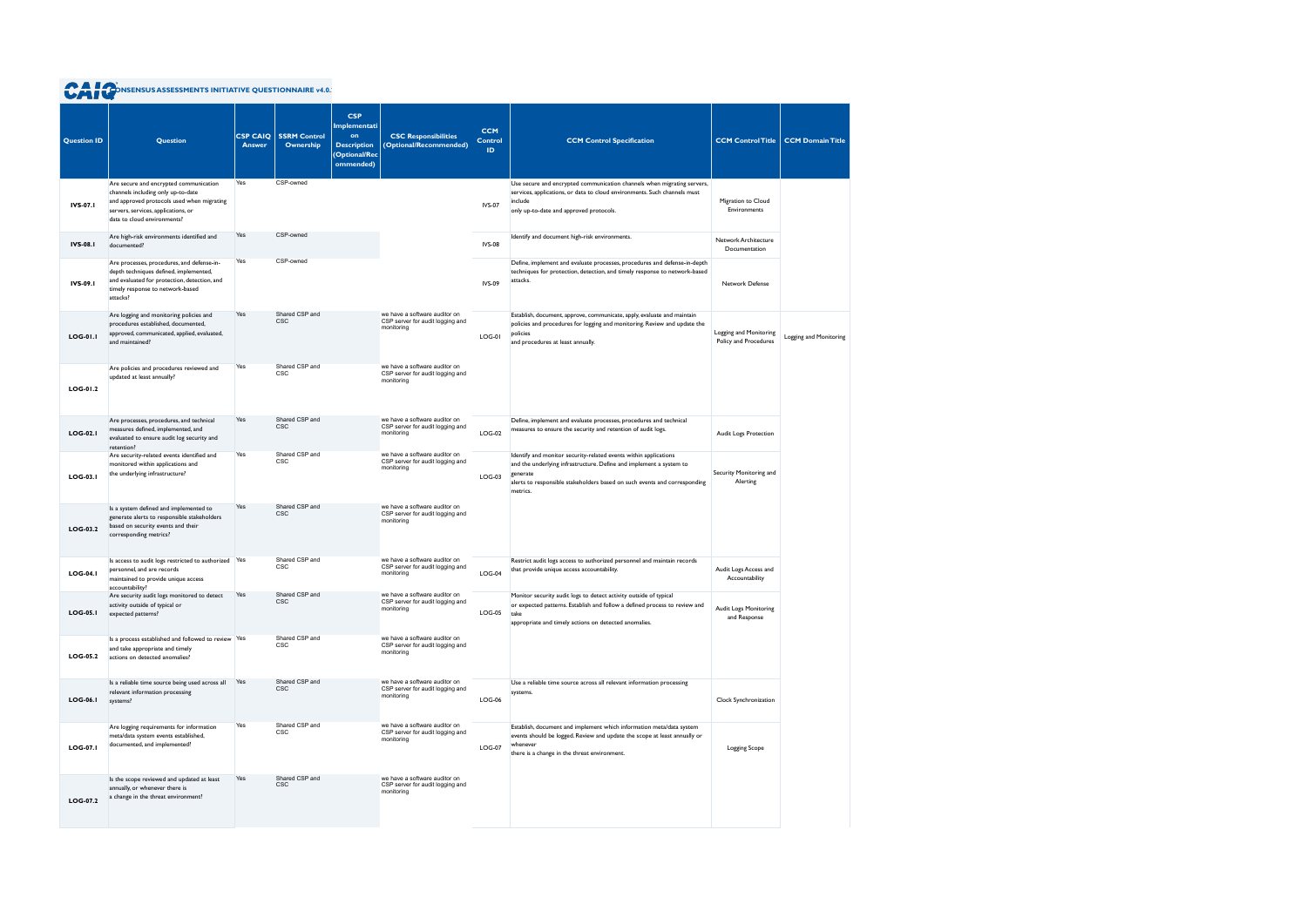# CONSENSUS ASSESSMENTS INITIATIVE QUESTIONNAIRE v4.0.1

| Question ID | Question | CSP CAIQ Answer | SSRM Control Ownership | CSP Implementation Description (Optional/Recommended) | CSC Responsibilities (Optional/Recommended) | CCM Control ID | CCM Control Specification | CCM Control Title | CCM Domain Title |
|---|---|---|---|---|---|---|---|---|---|
| IVS-07.1 | Are secure and encrypted communication channels including only up-to-date and approved protocols used when migrating servers, services, applications, or data to cloud environments? | Yes | CSP-owned | | | IVS-07 | Use secure and encrypted communication channels when migrating servers, services, applications, or data to cloud environments. Such channels must include only up-to-date and approved protocols. | Migration to Cloud Environments | |
| IVS-08.1 | Are high-risk environments identified and documented? | Yes | CSP-owned | | | IVS-08 | Identify and document high-risk environments. | Network Architecture Documentation | |
| IVS-09.1 | Are processes, procedures, and defense-in-depth techniques defined, implemented, and evaluated for protection, detection, and timely response to network-based attacks? | Yes | CSP-owned | | | IVS-09 | Define, implement and evaluate processes, procedures and defense-in-depth techniques for protection, detection, and timely response to network-based attacks. | Network Defense | |
| LOG-01.1 | Are logging and monitoring policies and procedures established, documented, approved, communicated, applied, evaluated, and maintained? | Yes | Shared CSP and CSC | | we have a software auditor on CSP server for audit logging and monitoring | LOG-01 | Establish, document, approve, communicate, apply, evaluate and maintain policies and procedures for logging and monitoring. Review and update the policies and procedures at least annually. | Logging and Monitoring Policy and Procedures | Logging and Monitoring |
| LOG-01.2 | Are policies and procedures reviewed and updated at least annually? | Yes | Shared CSP and CSC | | we have a software auditor on CSP server for audit logging and monitoring | | | | |
| LOG-02.1 | Are processes, procedures, and technical measures defined, implemented, and evaluated to ensure audit log security and retention? | Yes | Shared CSP and CSC | | we have a software auditor on CSP server for audit logging and monitoring | LOG-02 | Define, implement and evaluate processes, procedures and technical measures to ensure the security and retention of audit logs. | Audit Logs Protection | |
| LOG-03.1 | Are security-related events identified and monitored within applications and the underlying infrastructure? | Yes | Shared CSP and CSC | | we have a software auditor on CSP server for audit logging and monitoring | LOG-03 | Identify and monitor security-related events within applications and the underlying infrastructure. Define and implement a system to generate alerts to responsible stakeholders based on such events and corresponding metrics. | Security Monitoring and Alerting | |
| LOG-03.2 | Is a system defined and implemented to generate alerts to responsible stakeholders based on security events and their corresponding metrics? | Yes | Shared CSP and CSC | | we have a software auditor on CSP server for audit logging and monitoring | | | | |
| LOG-04.1 | Is access to audit logs restricted to authorized personnel, and are records maintained to provide unique access accountability? | Yes | Shared CSP and CSC | | we have a software auditor on CSP server for audit logging and monitoring | LOG-04 | Restrict audit logs access to authorized personnel and maintain records that provide unique access accountability. | Audit Logs Access and Accountability | |
| LOG-05.1 | Are security audit logs monitored to detect activity outside of typical or expected patterns? | Yes | Shared CSP and CSC | | we have a software auditor on CSP server for audit logging and monitoring | LOG-05 | Monitor security audit logs to detect activity outside of typical or expected patterns. Establish and follow a defined process to review and take appropriate and timely actions on detected anomalies. | Audit Logs Monitoring and Response | |
| LOG-05.2 | Is a process established and followed to review and take appropriate and timely actions on detected anomalies? | Yes | Shared CSP and CSC | | we have a software auditor on CSP server for audit logging and monitoring | | | | |
| LOG-06.1 | Is a reliable time source being used across all relevant information processing systems? | Yes | Shared CSP and CSC | | we have a software auditor on CSP server for audit logging and monitoring | LOG-06 | Use a reliable time source across all relevant information processing systems. | Clock Synchronization | |
| LOG-07.1 | Are logging requirements for information meta/data system events established, documented, and implemented? | Yes | Shared CSP and CSC | | we have a software auditor on CSP server for audit logging and monitoring | LOG-07 | Establish, document and implement which information meta/data system events should be logged. Review and update the scope at least annually or whenever there is a change in the threat environment. | Logging Scope | |
| LOG-07.2 | Is the scope reviewed and updated at least annually, or whenever there is a change in the threat environment? | Yes | Shared CSP and CSC | | we have a software auditor on CSP server for audit logging and monitoring | | | | |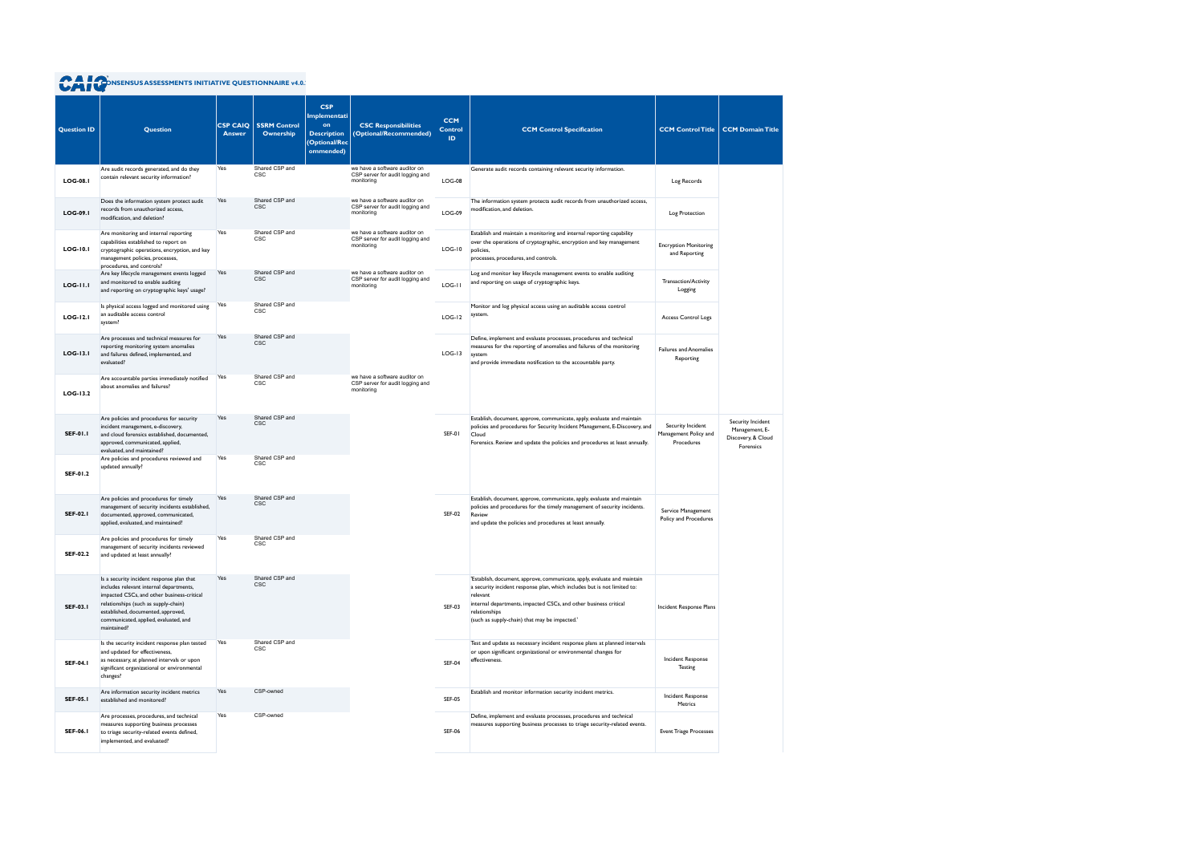# CONSENSUS ASSESSMENTS INITIATIVE QUESTIONNAIRE v4.0.2

| Question ID | Question | CSP CAIQ Answer | SSRM Control Ownership | CSP Implementation Description (Optional/Recommended) | CSC Responsibilities (Optional/Recommended) | CCM Control ID | CCM Control Specification | CCM Control Title | CCM Domain Title |
|---|---|---|---|---|---|---|---|---|---|
| LOG-08.1 | Are audit records generated, and do they contain relevant security information? | Yes | Shared CSP and CSC | | we have a software auditor on CSP server for audit logging and monitoring | LOG-08 | Generate audit records containing relevant security information. | Log Records | |
| LOG-09.1 | Does the information system protect audit records from unauthorized access, modification, and deletion? | Yes | Shared CSP and CSC | | we have a software auditor on CSP server for audit logging and monitoring | LOG-09 | The information system protects audit records from unauthorized access, modification, and deletion. | Log Protection | |
| LOG-10.1 | Are monitoring and internal reporting capabilities established to report on cryptographic operations, encryption, and key management policies, processes, procedures, and controls? | Yes | Shared CSP and CSC | | we have a software auditor on CSP server for audit logging and monitoring | LOG-10 | Establish and maintain a monitoring and internal reporting capability over the operations of cryptographic, encryption and key management policies, processes, procedures, and controls. | Encryption Monitoring and Reporting | |
| LOG-11.1 | Are key lifecycle management events logged and monitored to enable auditing and reporting on cryptographic keys' usage? | Yes | Shared CSP and CSC | | we have a software auditor on CSP server for audit logging and monitoring | LOG-11 | Log and monitor key lifecycle management events to enable auditing and reporting on usage of cryptographic keys. | Transaction/Activity Logging | |
| LOG-12.1 | Is physical access logged and monitored using an auditable access control system? | Yes | Shared CSP and CSC | | | LOG-12 | Monitor and log physical access using an auditable access control system. | Access Control Logs | |
| LOG-13.1 | Are processes and technical measures for reporting monitoring system anomalies and failures defined, implemented, and evaluated? | Yes | Shared CSP and CSC | | | LOG-13 | Define, implement and evaluate processes, procedures and technical measures for the reporting of anomalies and failures of the monitoring system and provide immediate notification to the accountable party. | Failures and Anomalies Reporting | |
| LOG-13.2 | Are accountable parties immediately notified about anomalies and failures? | Yes | Shared CSP and CSC | | we have a software auditor on CSP server for audit logging and monitoring | | | | |
| SEF-01.1 | Are policies and procedures for security incident management, e-discovery, and cloud forensics established, documented, approved, communicated, applied, evaluated, and maintained? | Yes | Shared CSP and CSC | | | SEF-01 | Establish, document, approve, communicate, apply, evaluate and maintain policies and procedures for Security Incident Management, E-Discovery, and Cloud Forensics. Review and update the policies and procedures at least annually. | Security Incident Management Policy and Procedures | Security Incident Management, E-Discovery, & Cloud Forensics |
| SEF-01.2 | Are policies and procedures reviewed and updated annually? | Yes | Shared CSP and CSC | | | | | | |
| SEF-02.1 | Are policies and procedures for timely management of security incidents established, documented, approved, communicated, applied, evaluated, and maintained? | Yes | Shared CSP and CSC | | | SEF-02 | Establish, document, approve, communicate, apply, evaluate and maintain policies and procedures for the timely management of security incidents. Review and update the policies and procedures at least annually. | Service Management Policy and Procedures | |
| SEF-02.2 | Are policies and procedures for timely management of security incidents reviewed and updated at least annually? | Yes | Shared CSP and CSC | | | | | | |
| SEF-03.1 | Is a security incident response plan that includes relevant internal departments, impacted CSCs, and other business-critical relationships (such as supply-chain) established, documented, approved, communicated, applied, evaluated, and maintained? | Yes | Shared CSP and CSC | | | SEF-03 | 'Establish, document, approve, communicate, apply, evaluate and maintain a security incident response plan, which includes but is not limited to: relevant internal departments, impacted CSCs, and other business critical relationships (such as supply-chain) that may be impacted.' | Incident Response Plans | |
| SEF-04.1 | Is the security incident response plan tested and updated for effectiveness, as necessary, at planned intervals or upon significant organizational or environmental changes? | Yes | Shared CSP and CSC | | | SEF-04 | Test and update as necessary incident response plans at planned intervals or upon significant organizational or environmental changes for effectiveness. | Incident Response Testing | |
| SEF-05.1 | Are information security incident metrics established and monitored? | Yes | CSP-owned | | | SEF-05 | Establish and monitor information security incident metrics. | Incident Response Metrics | |
| SEF-06.1 | Are processes, procedures, and technical measures supporting business processes to triage security-related events defined, implemented, and evaluated? | Yes | CSP-owned | | | SEF-06 | Define, implement and evaluate processes, procedures and technical measures supporting business processes to triage security-related events. | Event Triage Processes | |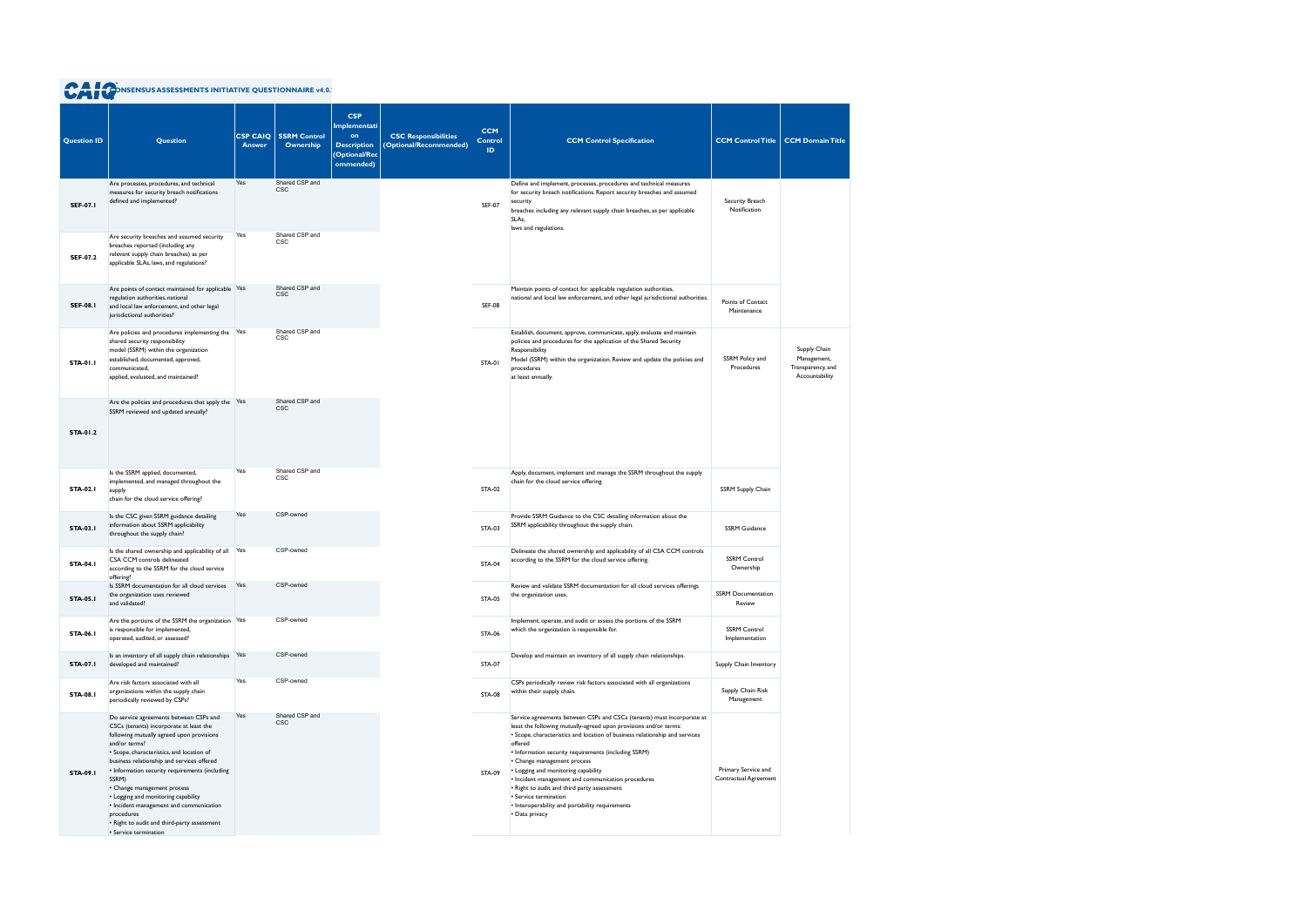# CONSENSUS ASSESSMENTS INITIATIVE QUESTIONNAIRE v4.0.1

| Question ID | Question | CSP CAIQ Answer | SSRM Control Ownership | CSP Implementation Description (Optional/Recommended) | CSC Responsibilities (Optional/Recommended) | CCM Control ID | CCM Control Specification | CCM Control Title | CCM Domain Title |
|---|---|---|---|---|---|---|---|---|---|
| SEF-07.1 | Are processes, procedures, and technical measures for security breach notifications defined and implemented? | Yes | Shared CSP and CSC | | | SEF-07 | Define and implement, processes, procedures and technical measures for security breach notifications. Report security breaches and assumed security breaches including any relevant supply chain breaches, as per applicable SLAs, laws and regulations. | Security Breach Notification | |
| SEF-07.2 | Are security breaches and assumed security breaches reported (including any relevant supply chain breaches) as per applicable SLAs, laws, and regulations? | Yes | Shared CSP and CSC | | | | | | |
| SEF-08.1 | Are points of contact maintained for applicable regulation authorities, national and local law enforcement, and other legal jurisdictional authorities? | Yes | Shared CSP and CSC | | | SEF-08 | Maintain points of contact for applicable regulation authorities, national and local law enforcement, and other legal jurisdictional authorities. | Points of Contact Maintenance | |
| STA-01.1 | Are policies and procedures implementing the shared security responsibility model (SSRM) within the organization established, documented, approved, communicated, applied, evaluated, and maintained? | Yes | Shared CSP and CSC | | | STA-01 | Establish, document, approve, communicate, apply, evaluate and maintain policies and procedures for the application of the Shared Security Responsibility Model (SSRM) within the organization. Review and update the policies and procedures at least annually. | SSRM Policy and Procedures | Supply Chain Management, Transparency, and Accountability |
| STA-01.2 | Are the policies and procedures that apply the SSRM reviewed and updated annually? | Yes | Shared CSP and CSC | | | | | | |
| STA-02.1 | Is the SSRM applied, documented, implemented, and managed throughout the supply chain for the cloud service offering? | Yes | Shared CSP and CSC | | | STA-02 | Apply, document, implement and manage the SSRM throughout the supply chain for the cloud service offering. | SSRM Supply Chain | |
| STA-03.1 | Is the CSC given SSRM guidance detailing information about SSRM applicability throughout the supply chain? | Yes | CSP-owned | | | STA-03 | Provide SSRM Guidance to the CSC detailing information about the SSRM applicability throughout the supply chain. | SSRM Guidance | |
| STA-04.1 | Is the shared ownership and applicability of all CSA CCM controls delineated according to the SSRM for the cloud service offering? | Yes | CSP-owned | | | STA-04 | Delineate the shared ownership and applicability of all CSA CCM controls according to the SSRM for the cloud service offering. | SSRM Control Ownership | |
| STA-05.1 | Is SSRM documentation for all cloud services the organization uses reviewed and validated? | Yes | CSP-owned | | | STA-05 | Review and validate SSRM documentation for all cloud services offerings the organization uses. | SSRM Documentation Review | |
| STA-06.1 | Are the portions of the SSRM the organization is responsible for implemented, operated, audited, or assessed? | Yes | CSP-owned | | | STA-06 | Implement, operate, and audit or assess the portions of the SSRM which the organization is responsible for. | SSRM Control Implementation | |
| STA-07.1 | Is an inventory of all supply chain relationships developed and maintained? | Yes | CSP-owned | | | STA-07 | Develop and maintain an inventory of all supply chain relationships. | Supply Chain Inventory | |
| STA-08.1 | Are risk factors associated with all organizations within the supply chain periodically reviewed by CSPs? | Yes | CSP-owned | | | STA-08 | CSPs periodically review risk factors associated with all organizations within their supply chain. | Supply Chain Risk Management | |
| STA-09.1 | Do service agreements between CSPs and CSCs (tenants) incorporate at least the following mutually agreed upon provisions and/or terms:<br>• Scope, characteristics, and location of business relationship and services offered<br>• Information security requirements (including SSRM)<br>• Change management process<br>• Logging and monitoring capability<br>• Incident management and communication procedures<br>• Right to audit and third-party assessment<br>• Service termination | Yes | Shared CSP and CSC | | | STA-09 | Service agreements between CSPs and CSCs (tenants) must incorporate at least the following mutually-agreed upon provisions and/or terms:<br>• Scope, characteristics and location of business relationship and services offered<br>• Information security requirements (including SSRM)<br>• Change management process<br>• Logging and monitoring capability<br>• Incident management and communication procedures<br>• Right to audit and third party assessment<br>• Service termination<br>• Interoperability and portability requirements<br>• Data privacy | Primary Service and Contractual Agreement | |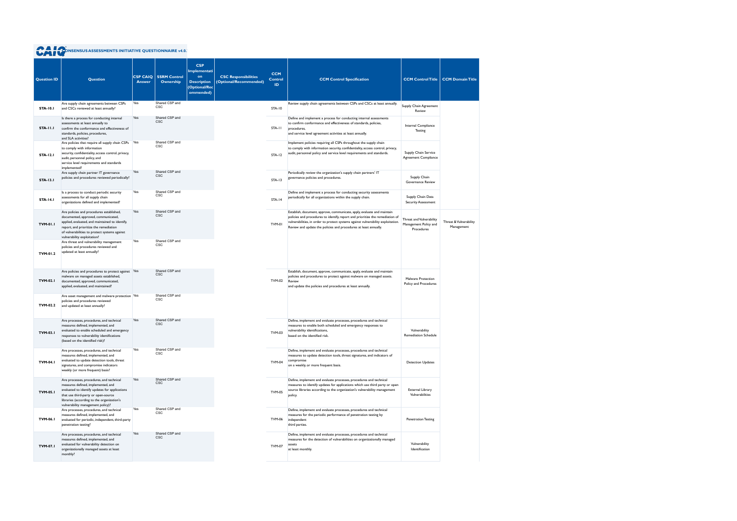# CONSENSUS ASSESSMENTS INITIATIVE QUESTIONNAIRE v4.0.2

| Question ID | Question | CSP CAIQ Answer | SSRM Control Ownership | CSP Implementation Description (Optional/Recommended) | CSC Responsibilities (Optional/Recommended) | CCM Control ID | CCM Control Specification | CCM Control Title | CCM Domain Title |
|---|---|---|---|---|---|---|---|---|---|
| STA-10.1 | Are supply chain agreements between CSPs and CSCs reviewed at least annually? | Yes | Shared CSP and CSC | | | STA-10 | Review supply chain agreements between CSPs and CSCs at least annually. | Supply Chain Agreement Review | |
| STA-11.1 | Is there a process for conducting internal assessments at least annually to confirm the conformance and effectiveness of standards, policies, procedures, and SLA activities? | Yes | Shared CSP and CSC | | | STA-11 | Define and implement a process for conducting internal assessments to confirm conformance and effectiveness of standards, policies, procedures, and service level agreement activities at least annually. | Internal Compliance Testing | |
| STA-12.1 | Are policies that require all supply chain CSPs to comply with information security, confidentiality, access control, privacy, audit, personnel policy, and service level requirements and standards implemented? | Yes | Shared CSP and CSC | | | STA-12 | Implement policies requiring all CSPs throughout the supply chain to comply with information security, confidentiality, access control, privacy, audit, personnel policy and service level requirements and standards. | Supply Chain Service Agreement Compliance | |
| STA-13.1 | Are supply chain partner IT governance policies and procedures reviewed periodically? | Yes | Shared CSP and CSC | | | STA-13 | Periodically review the organization's supply chain partners' IT governance policies and procedures. | Supply Chain Governance Review | |
| STA-14.1 | Is a process to conduct periodic security assessments for all supply chain organizations defined and implemented? | Yes | Shared CSP and CSC | | | STA-14 | Define and implement a process for conducting security assessments periodically for all organizations within the supply chain. | Supply Chain Data Security Assessment | |
| TVM-01.1 | Are policies and procedures established, documented, approved, communicated, applied, evaluated, and maintained to identify, report, and prioritize the remediation of vulnerabilities to protect systems against vulnerability exploitation? | Yes | Shared CSP and CSC | | | TVM-01 | Establish, document, approve, communicate, apply, evaluate and maintain policies and procedures to identify, report and prioritize the remediation of vulnerabilities, in order to protect systems against vulnerability exploitation. Review and update the policies and procedures at least annually. | Threat and Vulnerability Management Policy and Procedures | Threat & Vulnerability Management |
| TVM-01.2 | Are threat and vulnerability management policies and procedures reviewed and updated at least annually? | Yes | Shared CSP and CSC | | | | | | |
| TVM-02.1 | Are policies and procedures to protect against malware on managed assets established, documented, approved, communicated, applied, evaluated, and maintained? | Yes | Shared CSP and CSC | | | TVM-02 | Establish, document, approve, communicate, apply, evaluate and maintain policies and procedures to protect against malware on managed assets. Review and update the policies and procedures at least annually. | Malware Protection Policy and Procedures | |
| TVM-02.2 | Are asset management and malware protection policies and procedures reviewed and updated at least annually? | Yes | Shared CSP and CSC | | | | | | |
| TVM-03.1 | Are processes, procedures, and technical measures defined, implemented, and evaluated to enable scheduled and emergency responses to vulnerability identifications (based on the identified risk)? | Yes | Shared CSP and CSC | | | TVM-03 | Define, implement and evaluate processes, procedures and technical measures to enable both scheduled and emergency responses to vulnerability identifications, based on the identified risk. | Vulnerability Remediation Schedule | |
| TVM-04.1 | Are processes, procedures, and technical measures defined, implemented, and evaluated to update detection tools, threat signatures, and compromise indicators weekly (or more frequent) basis? | Yes | Shared CSP and CSC | | | TVM-04 | Define, implement and evaluate processes, procedures and technical measures to update detection tools, threat signatures, and indicators of compromise on a weekly, or more frequent basis. | Detection Updates | |
| TVM-05.1 | Are processes, procedures, and technical measures defined, implemented, and evaluated to identify updates for applications that use third-party or open-source libraries (according to the organization's vulnerability management policy)? | Yes | Shared CSP and CSC | | | TVM-05 | Define, implement and evaluate processes, procedures and technical measures to identify updates for applications which use third party or open source libraries according to the organization's vulnerability management policy. | External Library Vulnerabilities | |
| TVM-06.1 | Are processes, procedures, and technical measures defined, implemented, and evaluated for periodic, independent, third-party penetration testing? | Yes | Shared CSP and CSC | | | TVM-06 | Define, implement and evaluate processes, procedures and technical measures for the periodic performance of penetration testing by independent third parties. | Penetration Testing | |
| TVM-07.1 | Are processes, procedures, and technical measures defined, implemented, and evaluated for vulnerability detection on organizationally managed assets at least monthly? | Yes | Shared CSP and CSC | | | TVM-07 | Define, implement and evaluate processes, procedures and technical measures for the detection of vulnerabilities on organizationally managed assets at least monthly. | Vulnerability Identification | |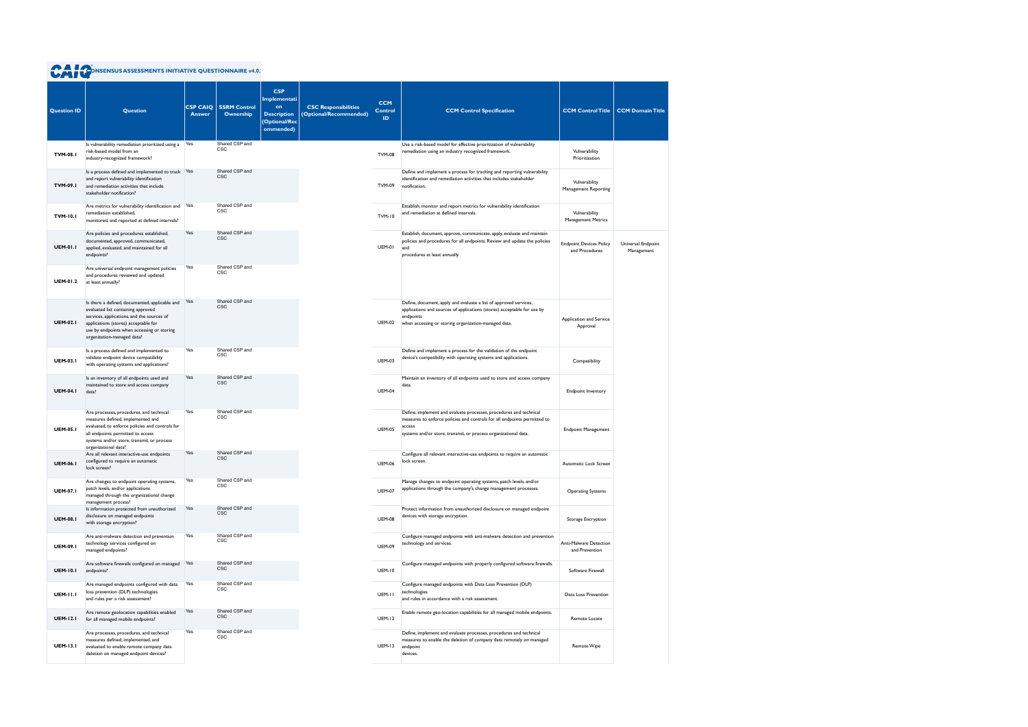# CAIQ CONSENSUS ASSESSMENTS INITIATIVE QUESTIONNAIRE v4.0.1

| Question ID | Question | CSP CAIQ Answer | SSRM Control Ownership | CSP Implementation Description (Optional/Recommended) | CSC Responsibilities (Optional/Recommended) | CCM Control ID | CCM Control Specification | CCM Control Title | CCM Domain Title |
|---|---|---|---|---|---|---|---|---|---|
| TVM-08.1 | Is vulnerability remediation prioritized using a risk-based model from an industry-recognized framework? | Yes | Shared CSP and CSC | | | TVM-08 | Use a risk-based model for effective prioritization of vulnerability remediation using an industry recognized framework. | Vulnerability Prioritization | |
| TVM-09.1 | Is a process defined and implemented to track and report vulnerability identification and remediation activities that include stakeholder notification? | Yes | Shared CSP and CSC | | | TVM-09 | Define and implement a process for tracking and reporting vulnerability identification and remediation activities that includes stakeholder notification. | Vulnerability Management Reporting | |
| TVM-10.1 | Are metrics for vulnerability identification and remediation established, monitored, and reported at defined intervals? | Yes | Shared CSP and CSC | | | TVM-10 | Establish, monitor and report metrics for vulnerability identification and remediation at defined intervals. | Vulnerability Management Metrics | |
| UEM-01.1 | Are policies and procedures established, documented, approved, communicated, applied, evaluated, and maintained for all endpoints? | Yes | Shared CSP and CSC | | | UEM-01 | Establish, document, approve, communicate, apply, evaluate and maintain policies and procedures for all endpoints. Review and update the policies and procedures at least annually. | Endpoint Devices Policy and Procedures | Universal Endpoint Management |
| UEM-01.2 | Are universal endpoint management policies and procedures reviewed and updated at least annually? | Yes | Shared CSP and CSC | | | | | | |
| UEM-02.1 | Is there a defined, documented, applicable and evaluated list containing approved services, applications, and the sources of applications (stores) acceptable for use by endpoints when accessing or storing organization-managed data? | Yes | Shared CSP and CSC | | | UEM-02 | Define, document, apply and evaluate a list of approved services, applications and sources of applications (stores) acceptable for use by endpoints when accessing or storing organization-managed data. | Application and Service Approval | |
| UEM-03.1 | Is a process defined and implemented to validate endpoint device compatibility with operating systems and applications? | Yes | Shared CSP and CSC | | | UEM-03 | Define and implement a process for the validation of the endpoint device's compatibility with operating systems and applications. | Compatibility | |
| UEM-04.1 | Is an inventory of all endpoints used and maintained to store and access company data? | Yes | Shared CSP and CSC | | | UEM-04 | Maintain an inventory of all endpoints used to store and access company data. | Endpoint Inventory | |
| UEM-05.1 | Are processes, procedures, and technical measures defined, implemented and evaluated, to enforce policies and controls for all endpoints permitted to access systems and/or store, transmit, or process organizational data? | Yes | Shared CSP and CSC | | | UEM-05 | Define, implement and evaluate processes, procedures and technical measures to enforce policies and controls for all endpoints permitted to access systems and/or store, transmit, or process organizational data. | Endpoint Management | |
| UEM-06.1 | Are all relevant interactive-use endpoints configured to require an automatic lock screen? | Yes | Shared CSP and CSC | | | UEM-06 | Configure all relevant interactive-use endpoints to require an automatic lock screen. | Automatic Lock Screen | |
| UEM-07.1 | Are changes to endpoint operating systems, patch levels, and/or applications managed through the organizational change management process? | Yes | Shared CSP and CSC | | | UEM-07 | Manage changes to endpoint operating systems, patch levels, and/or applications through the company's change management processes. | Operating Systems | |
| UEM-08.1 | Is information protected from unauthorized disclosure on managed endpoints with storage encryption? | Yes | Shared CSP and CSC | | | UEM-08 | Protect information from unauthorized disclosure on managed endpoint devices with storage encryption. | Storage Encryption | |
| UEM-09.1 | Are anti-malware detection and prevention technology services configured on managed endpoints? | Yes | Shared CSP and CSC | | | UEM-09 | Configure managed endpoints with anti-malware detection and prevention technology and services. | Anti-Malware Detection and Prevention | |
| UEM-10.1 | Are software firewalls configured on managed endpoints? | Yes | Shared CSP and CSC | | | UEM-10 | Configure managed endpoints with properly configured software firewalls. | Software Firewall | |
| UEM-11.1 | Are managed endpoints configured with data loss prevention (DLP) technologies and rules per a risk assessment? | Yes | Shared CSP and CSC | | | UEM-11 | Configure managed endpoints with Data Loss Prevention (DLP) technologies and rules in accordance with a risk assessment. | Data Loss Prevention | |
| UEM-12.1 | Are remote geolocation capabilities enabled for all managed mobile endpoints? | Yes | Shared CSP and CSC | | | UEM-12 | Enable remote geo-location capabilities for all managed mobile endpoints. | Remote Locate | |
| UEM-13.1 | Are processes, procedures, and technical measures defined, implemented, and evaluated to enable remote company data deletion on managed endpoint devices? | Yes | Shared CSP and CSC | | | UEM-13 | Define, implement and evaluate processes, procedures and technical measures to enable the deletion of company data remotely on managed endpoint devices. | Remote Wipe | |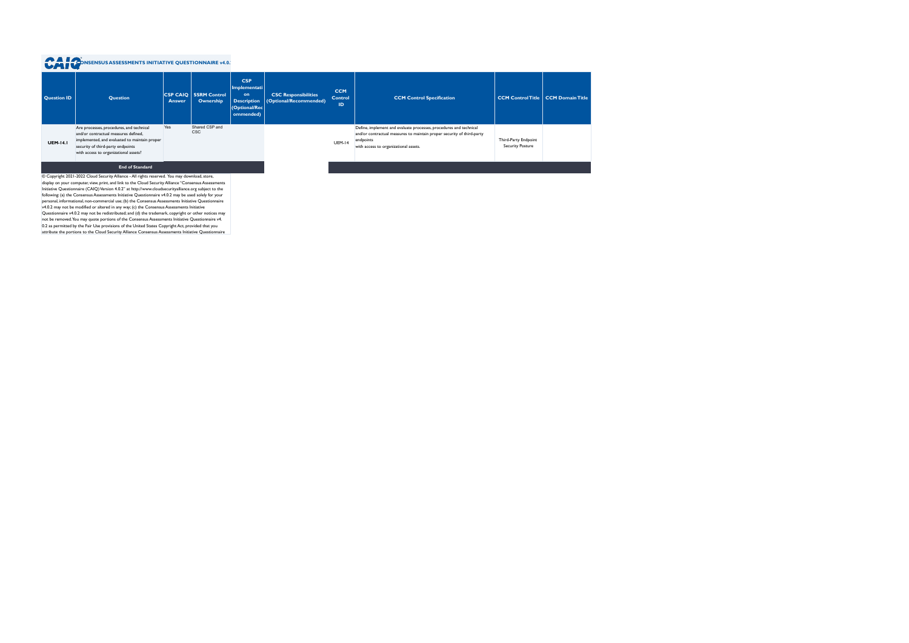# CONSENSUS ASSESSMENTS INITIATIVE QUESTIONNAIRE v4.0.2

| Question ID | Question | CSP CAIQ Answer | SSRM Control Ownership | CSP Implementation Description (Optional/Recommended) | CSC Responsibilities (Optional/Recommended) | CCM Control ID | CCM Control Specification | CCM Control Title | CCM Domain Title |
|---|---|---|---|---|---|---|---|---|---|
| UEM-14.1 | Are processes, procedures, and technical and/or contractual measures defined, implemented, and evaluated to maintain proper security of third-party endpoints with access to organizational assets? | Yes | Shared CSP and CSC | | | UEM-14 | Define, implement and evaluate processes, procedures and technical and/or contractual measures to maintain proper security of third-party endpoints with access to organizational assets. | Third-Party Endpoint Security Posture | |
| End of Standard | | | | | | | | | |

© Copyright 2021-2022 Cloud Security Alliance - All rights reserved. You may download, store, display on your computer, view, print, and link to the Cloud Security Alliance "Consensus Assessments Initiative Questionnaire (CAIQ) Version 4.0.2" at http://www.cloudsecurityalliance.org subject to the following: (a) the Consensus Assessments Initiative Questionnaire v4.0.2 may be used solely for your personal, informational, non-commercial use; (b) the Consensus Assessments Initiative Questionnaire v4.0.2 may not be modified or altered in any way; (c) the Consensus Assessments Initiative Questionnaire v4.0.2 may not be redistributed; and (d) the trademark, copyright or other notices may not be removed. You may quote portions of the Consensus Assessments Initiative Questionnaire v4.0.2 as permitted by the Fair Use provisions of the United States Copyright Act, provided that you attribute the portions to the Cloud Security Alliance Consensus Assessments Initiative Questionnaire